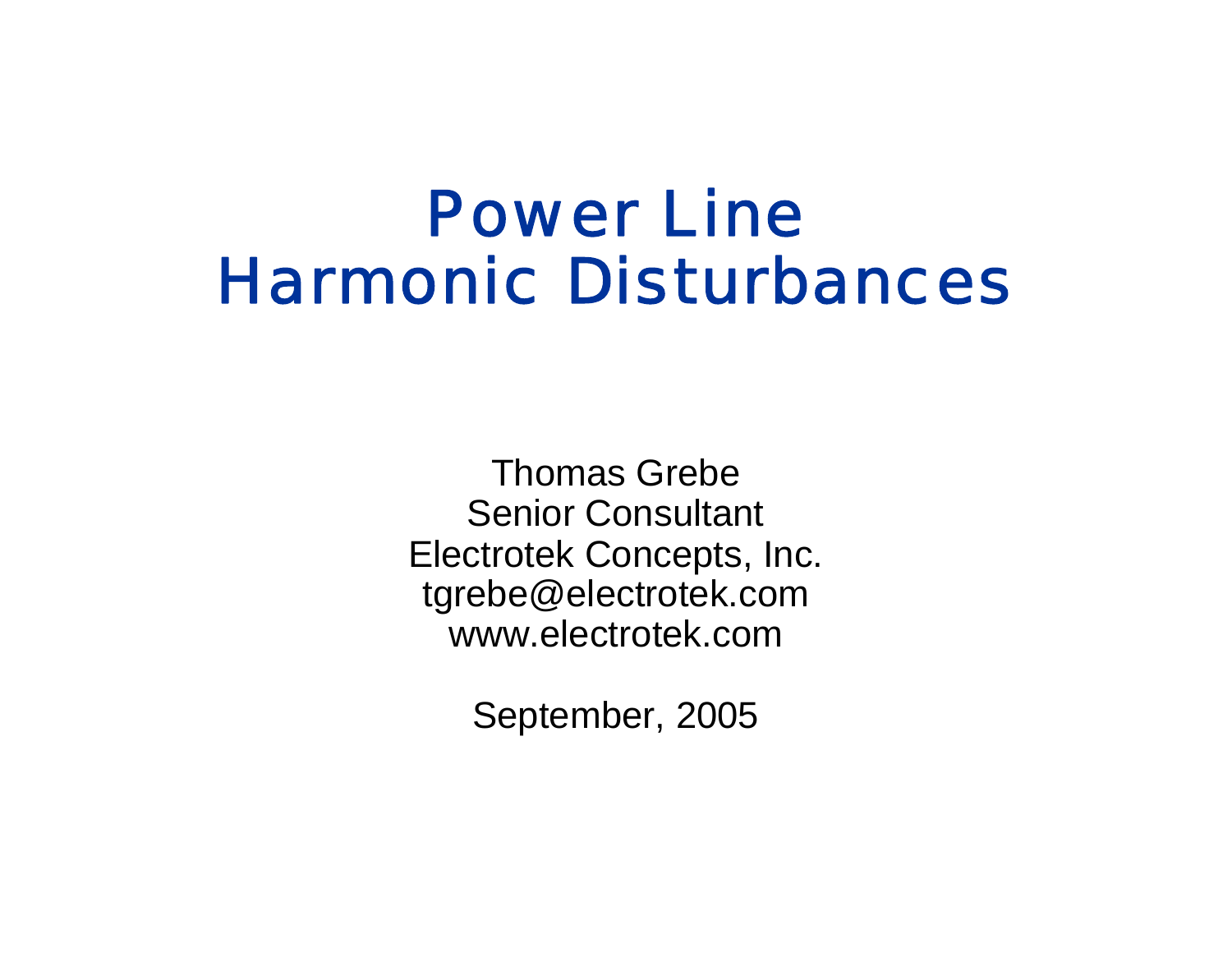# Power Line Harmonic Disturbances

Thomas Grebe
Senior Consultant
Electrotek Concepts, Inc.
tgrebe@electrotek.com
www.electrotek.com

September, 2005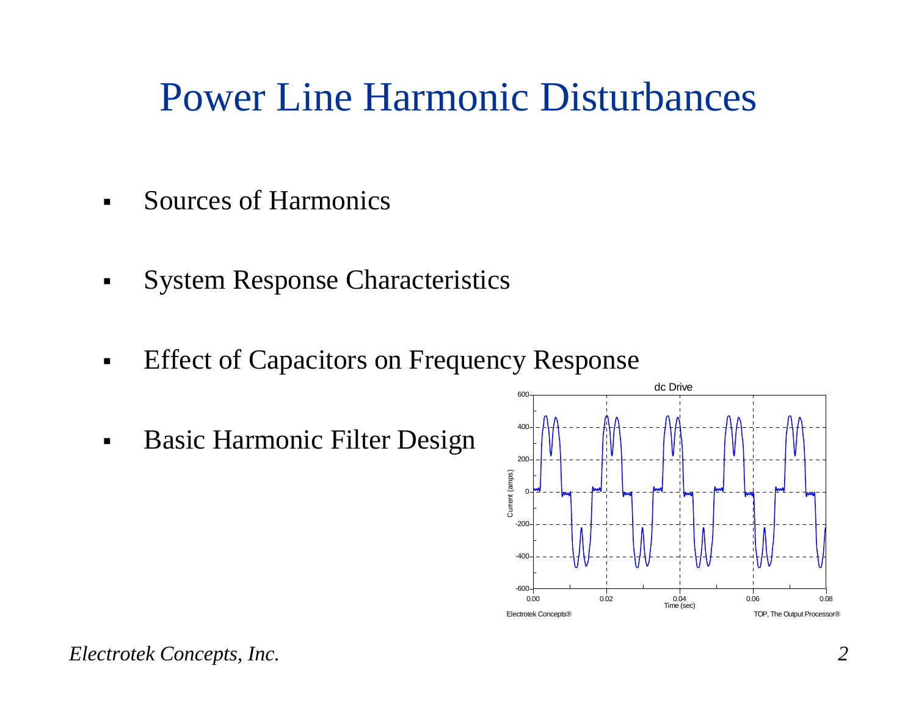# Power Line Harmonic Disturbances

- Sources of Harmonics
- System Response Characteristics
- Effect of Capacitors on Frequency Response
- Basic Harmonic Filter Design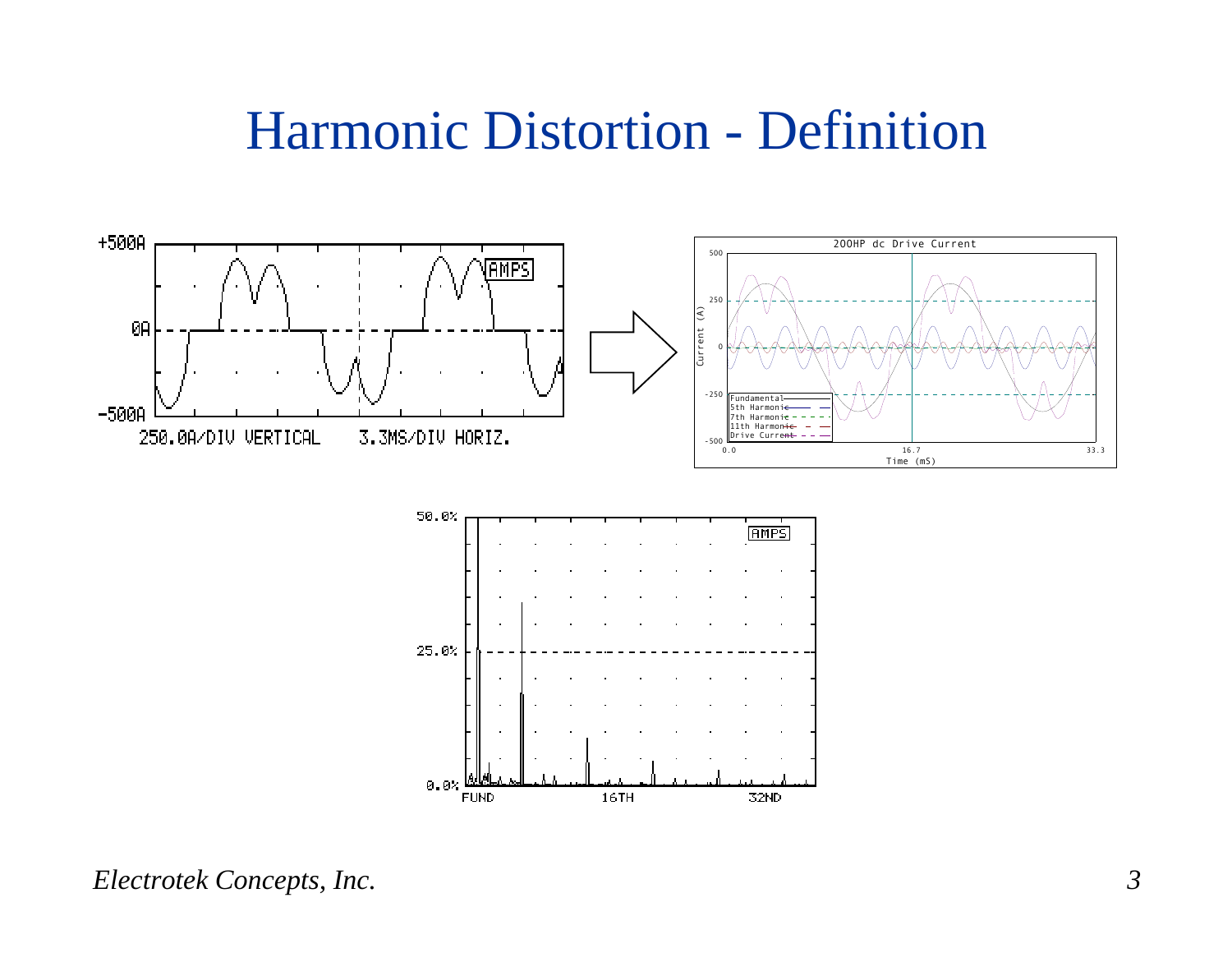# Harmonic Distortion - Definition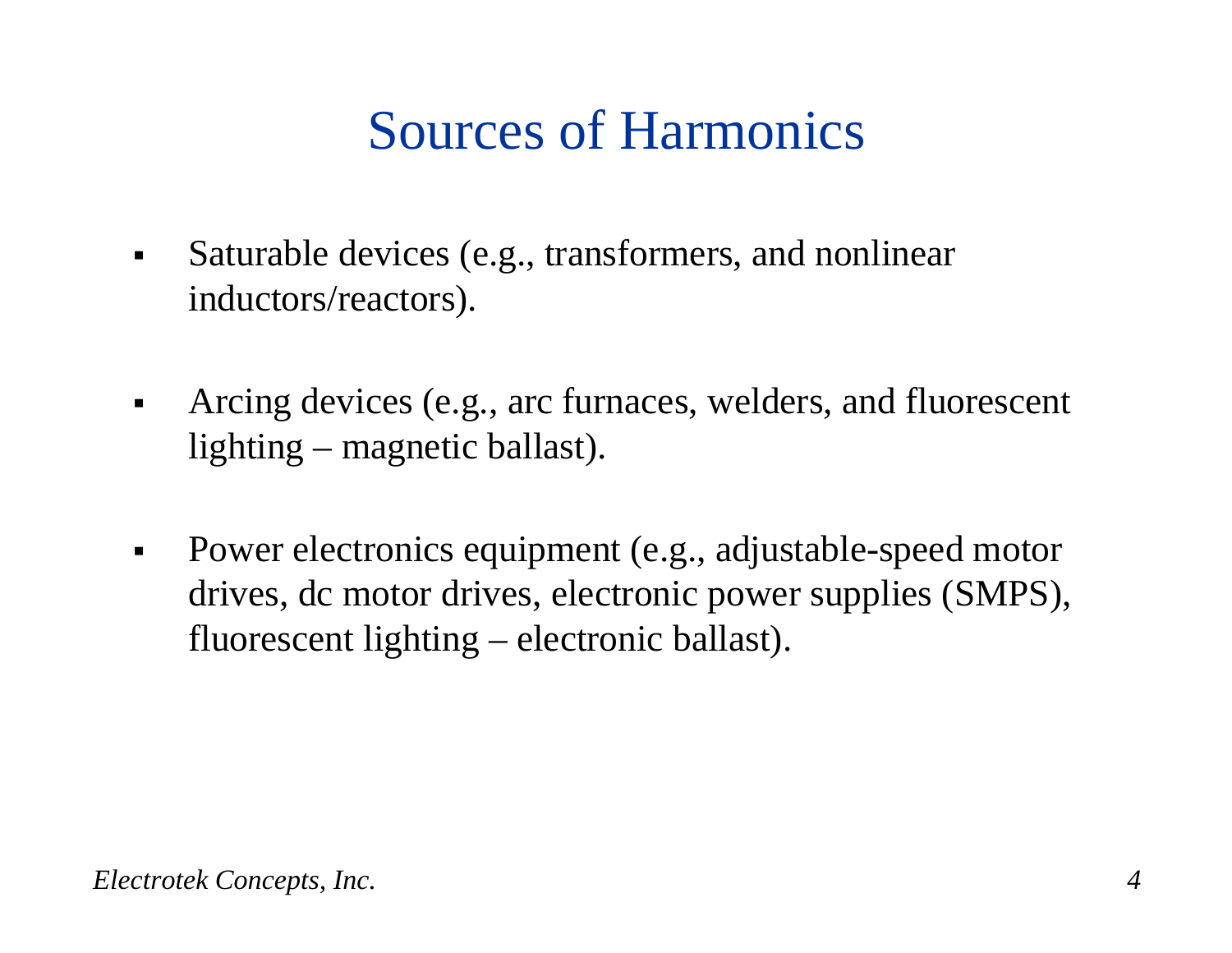# Sources of Harmonics

- Saturable devices (e.g., transformers, and nonlinear inductors/reactors).
- Arcing devices (e.g., arc furnaces, welders, and fluorescent lighting – magnetic ballast).
- Power electronics equipment (e.g., adjustable-speed motor drives, dc motor drives, electronic power supplies (SMPS), fluorescent lighting – electronic ballast).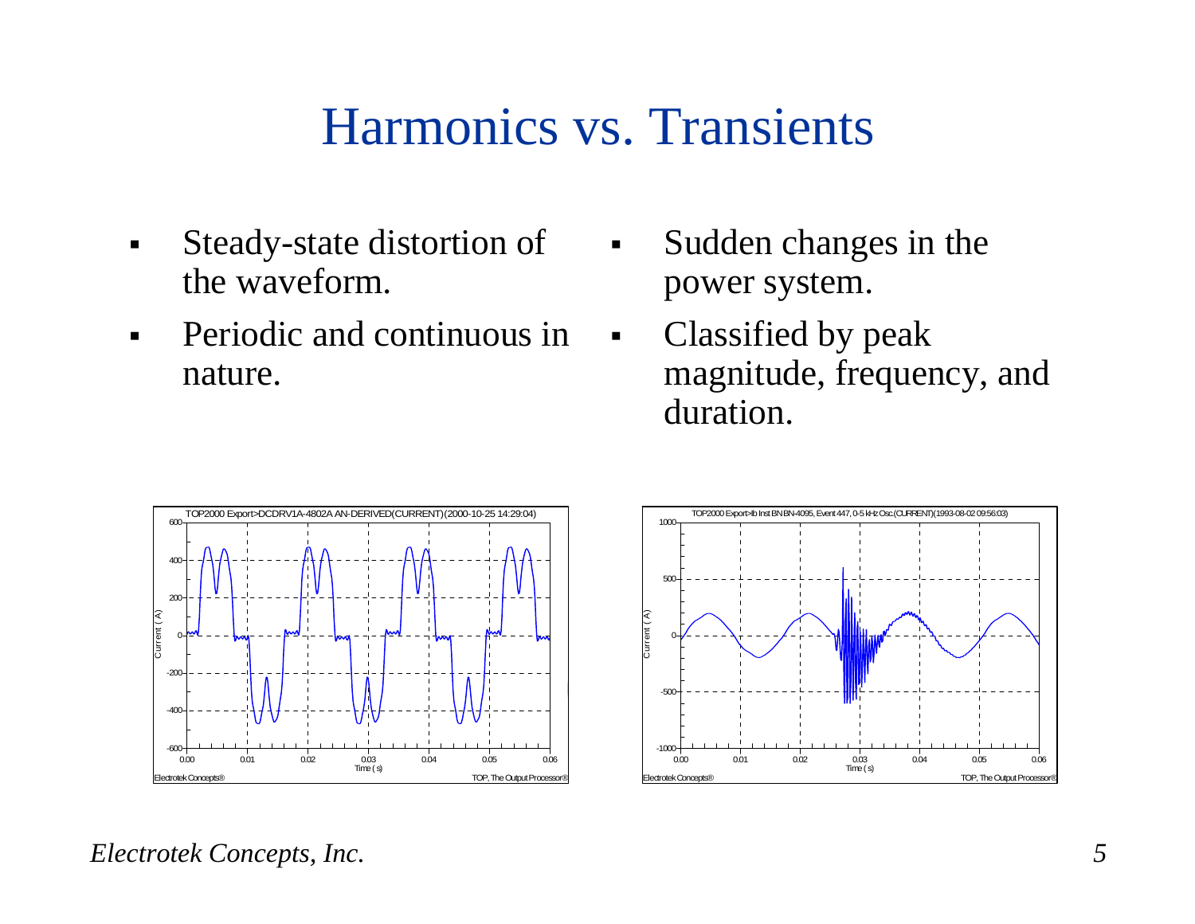# Harmonics vs. Transients

- Steady-state distortion of the waveform.
- Periodic and continuous in nature.

- Sudden changes in the power system.
- Classified by peak magnitude, frequency, and duration.

*Electrotek Concepts, Inc.*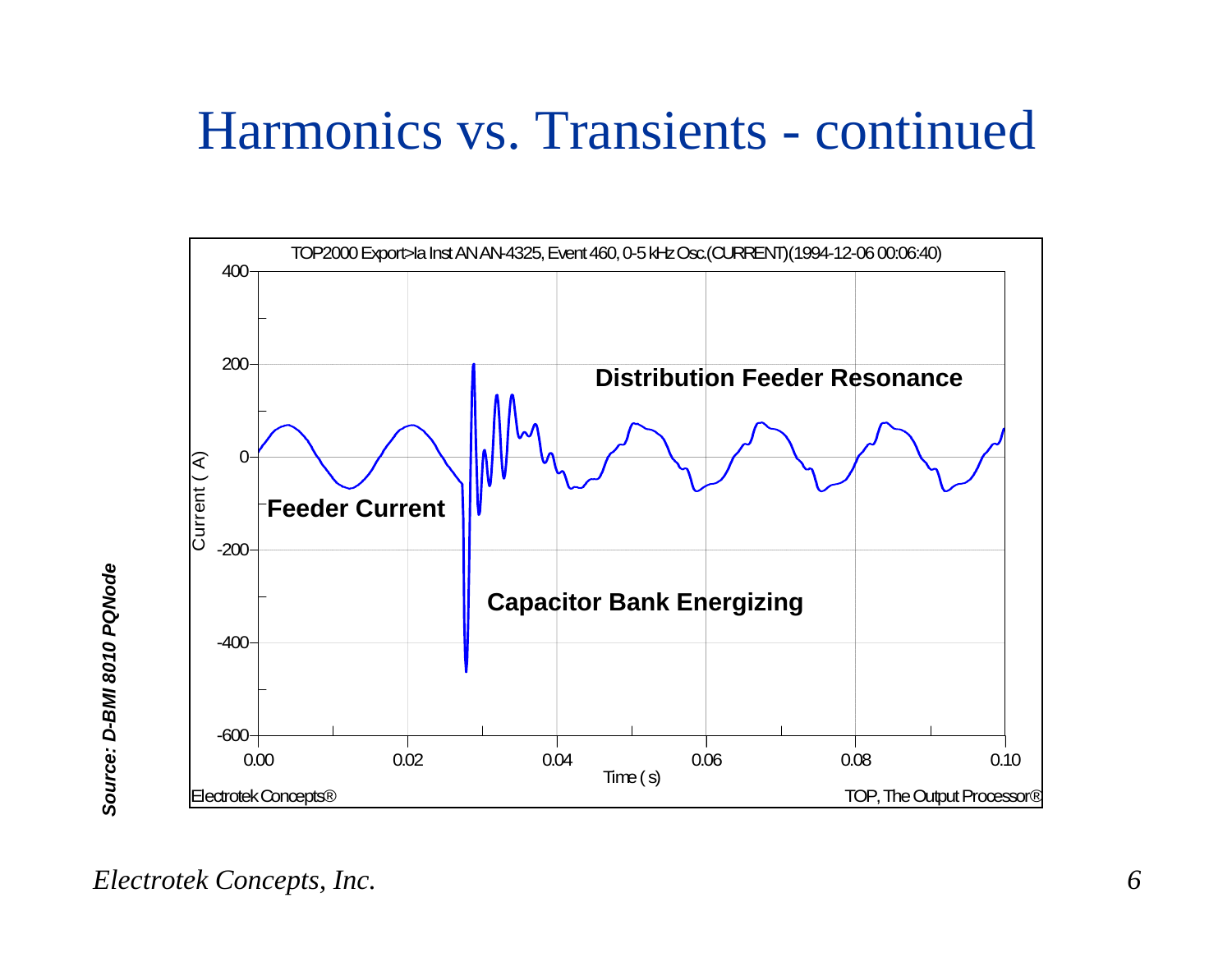# Harmonics vs. Transients - continued

TOP2000 Export>Ia Inst AN AN-4325, Event 460, 0-5 kHz Osc.(CURRENT)(1994-12-06 00:06:40)

**Distribution Feeder Resonance**

**Feeder Current**

**Capacitor Bank Energizing**

Current ( A)

Time ( s)

Electrotek Concepts®

TOP, The Output Processor®

*Source: D-BMI 8010 PQNode*

*Electrotek Concepts, Inc.*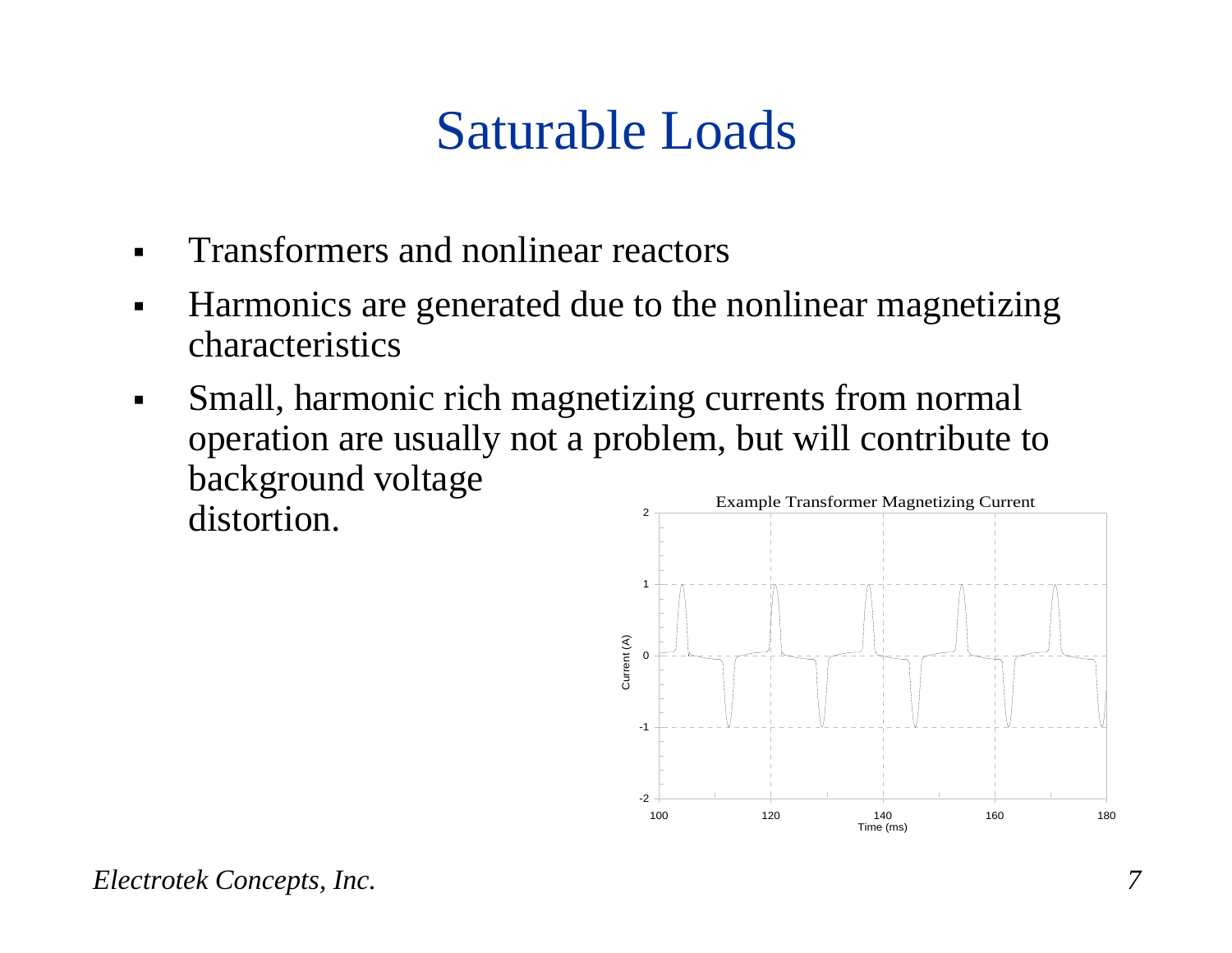# Saturable Loads

- Transformers and nonlinear reactors
- Harmonics are generated due to the nonlinear magnetizing characteristics
- Small, harmonic rich magnetizing currents from normal operation are usually not a problem, but will contribute to background voltage distortion.

Example Transformer Magnetizing Current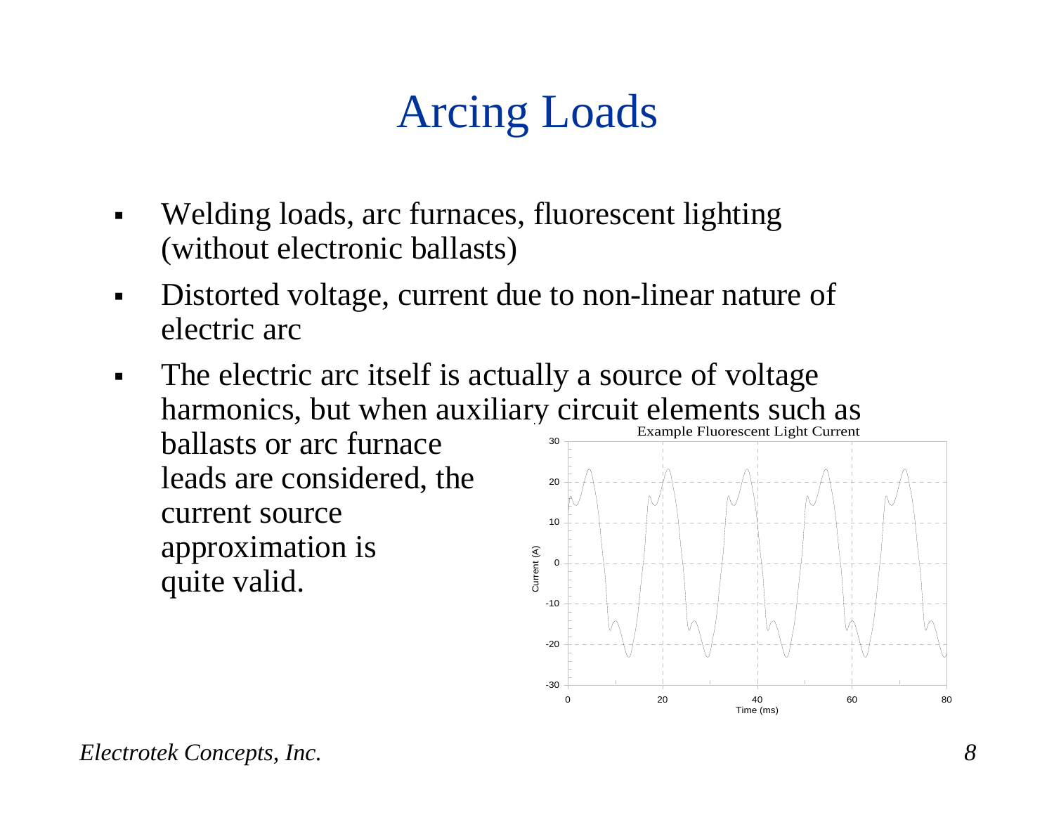# Arcing Loads

- Welding loads, arc furnaces, fluorescent lighting (without electronic ballasts)
- Distorted voltage, current due to non-linear nature of electric arc
- The electric arc itself is actually a source of voltage harmonics, but when auxiliary circuit elements such as ballasts or arc furnace leads are considered, the current source approximation is quite valid.

Example Fluorescent Light Current

*Electrotek Concepts, Inc.*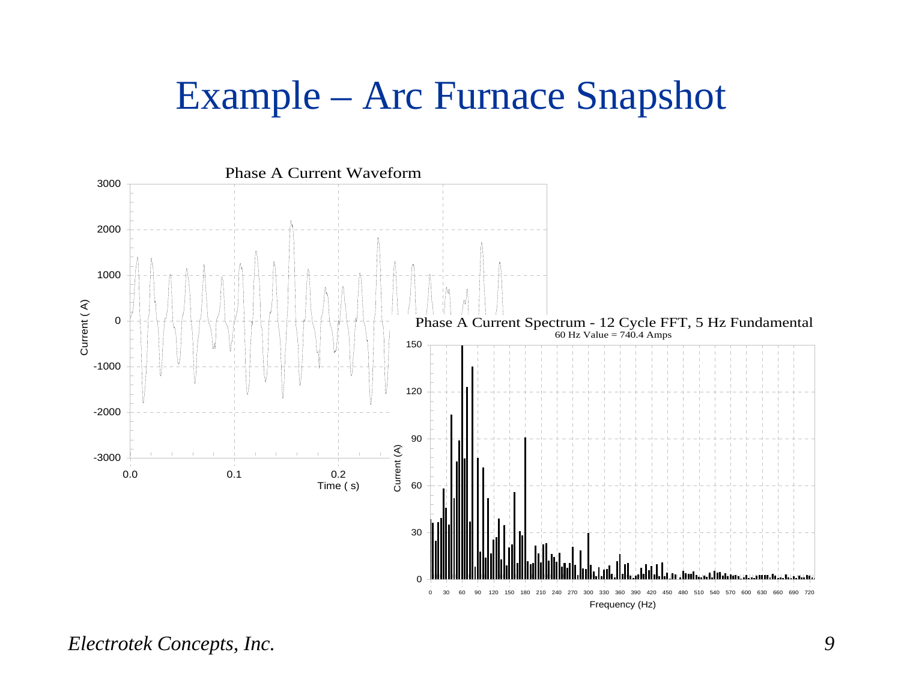# Example – Arc Furnace Snapshot

Phase A Current Waveform

Phase A Current Spectrum - 12 Cycle FFT, 5 Hz Fundamental
60 Hz Value = 740.4 Amps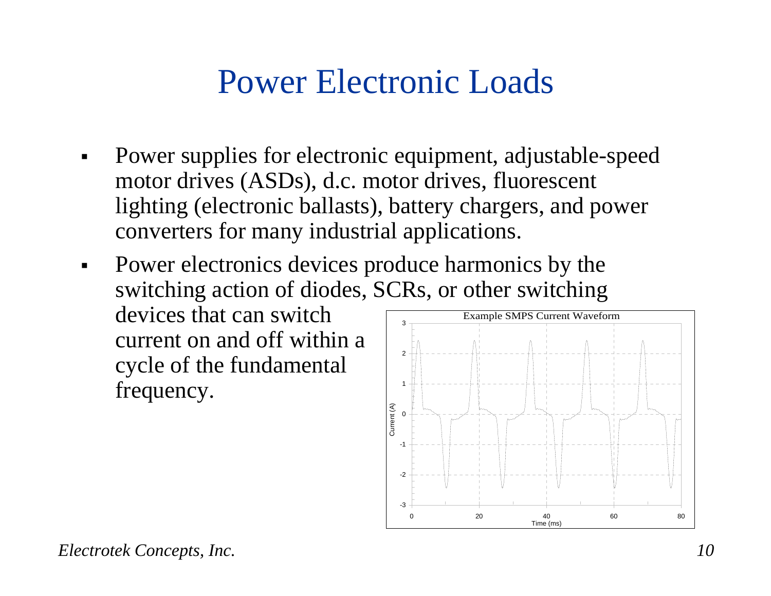# Power Electronic Loads

- Power supplies for electronic equipment, adjustable-speed motor drives (ASDs), d.c. motor drives, fluorescent lighting (electronic ballasts), battery chargers, and power converters for many industrial applications.
- Power electronics devices produce harmonics by the switching action of diodes, SCRs, or other switching devices that can switch current on and off within a cycle of the fundamental frequency.

Example SMPS Current Waveform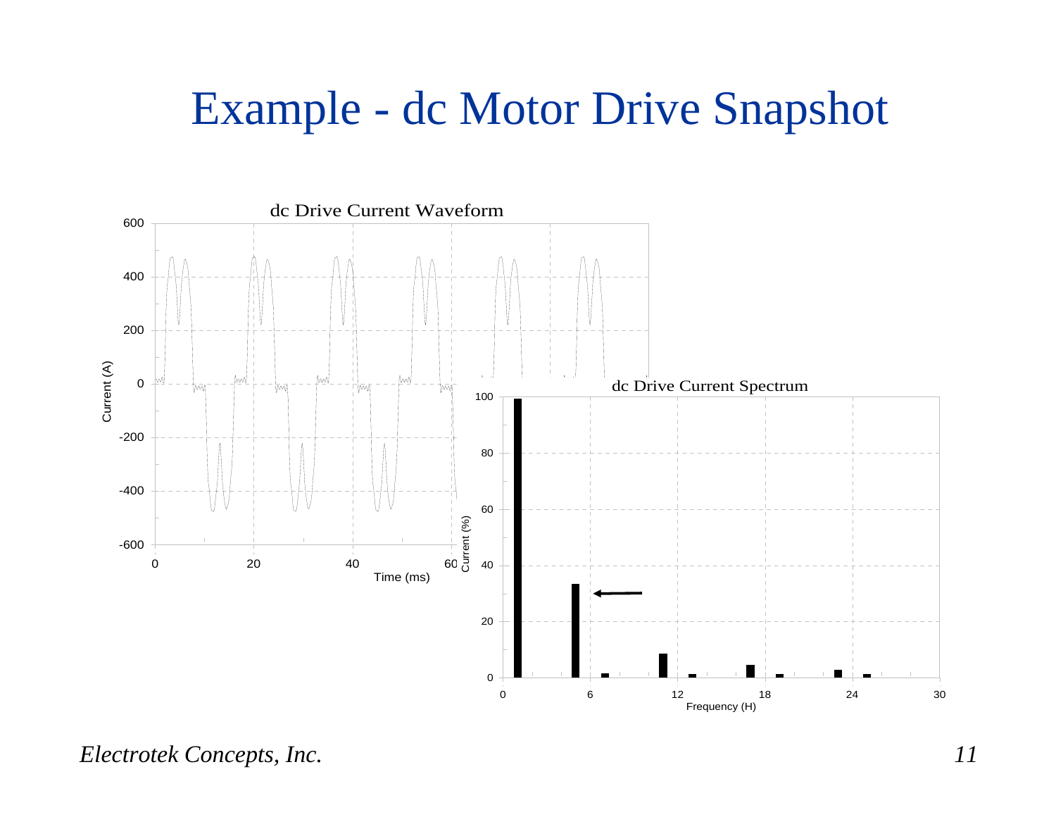# Example - dc Motor Drive Snapshot

dc Drive Current Waveform

dc Drive Current Spectrum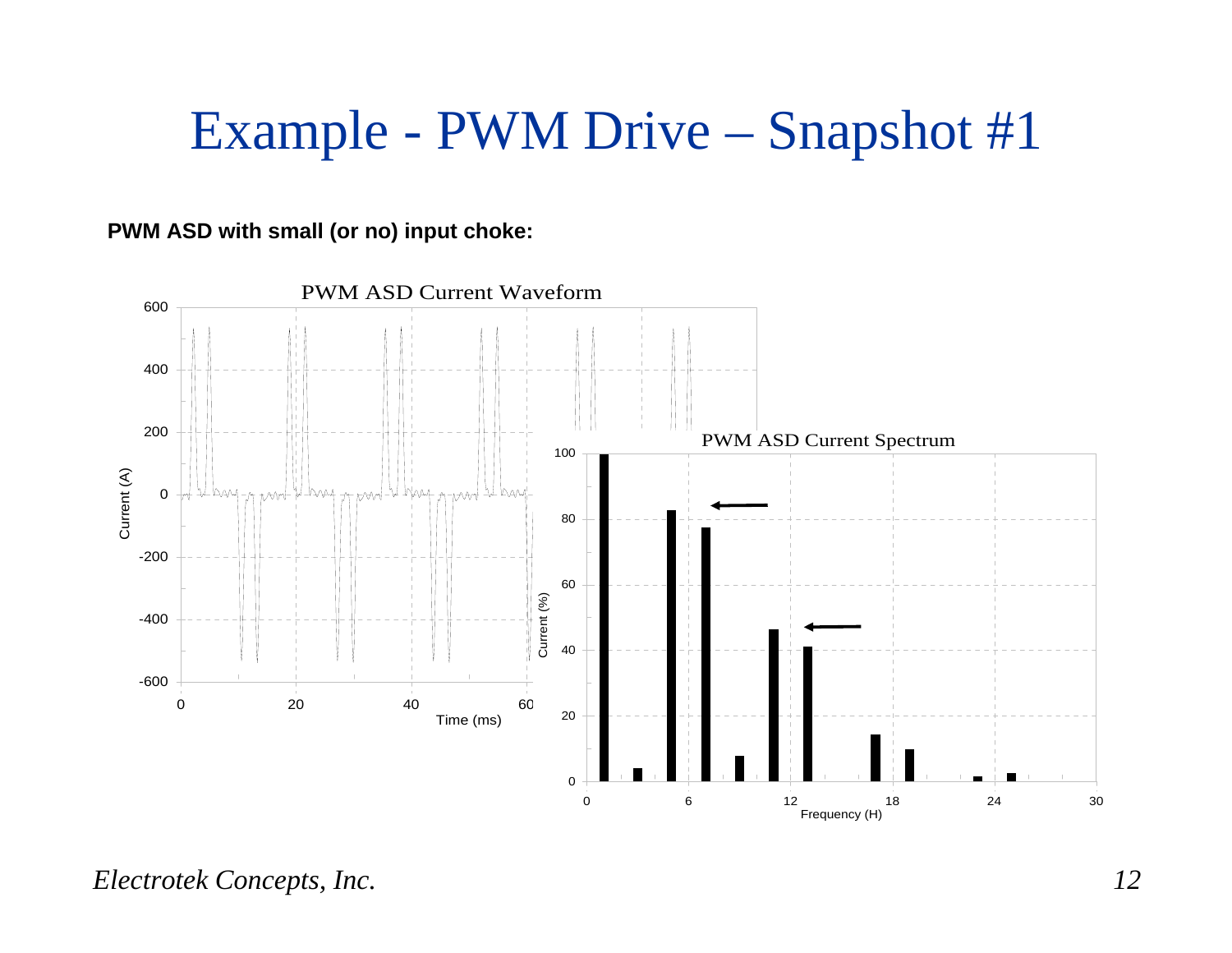# Example - PWM Drive – Snapshot #1

**PWM ASD with small (or no) input choke:**

PWM ASD Current Waveform

PWM ASD Current Spectrum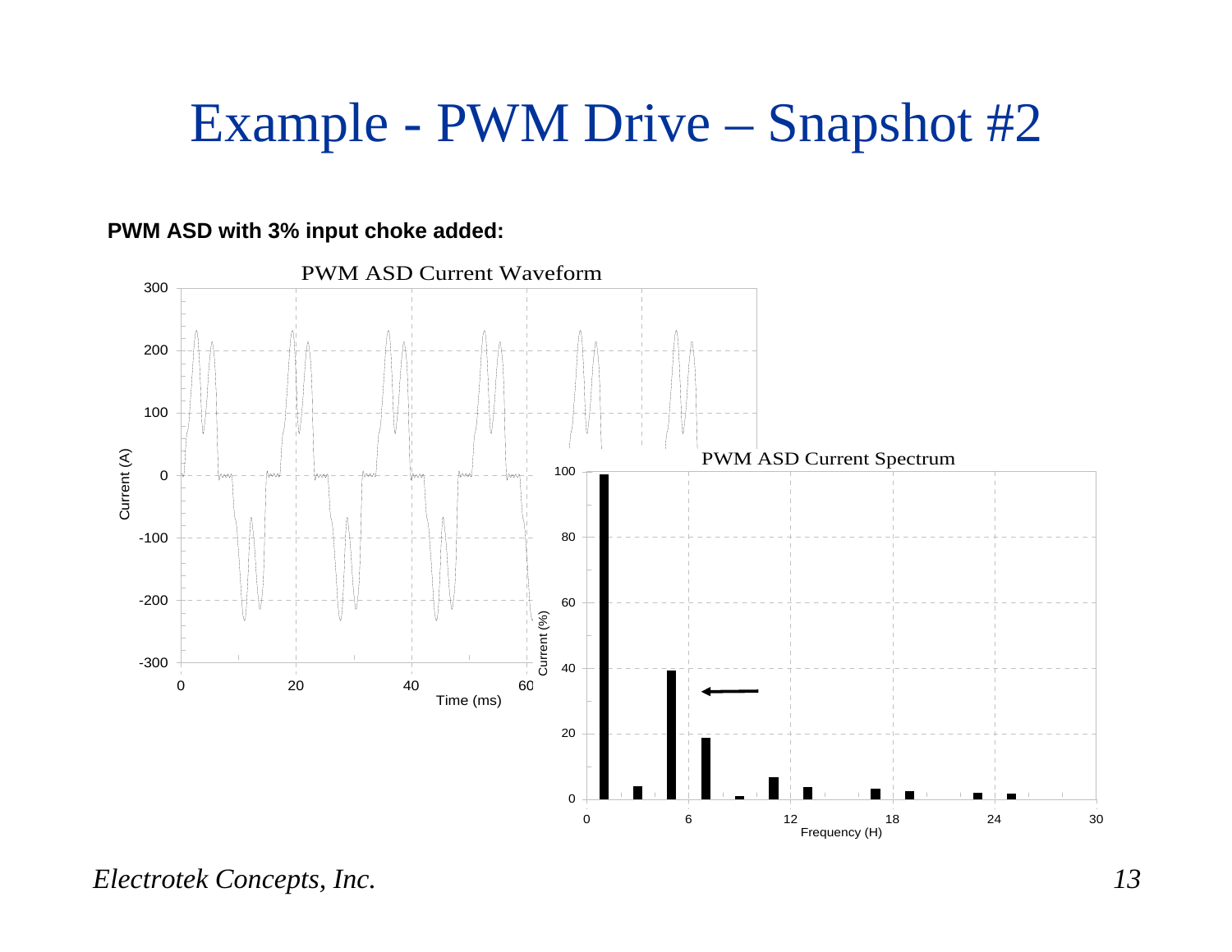# Example - PWM Drive – Snapshot #2

**PWM ASD with 3% input choke added:**

PWM ASD Current Waveform

PWM ASD Current Spectrum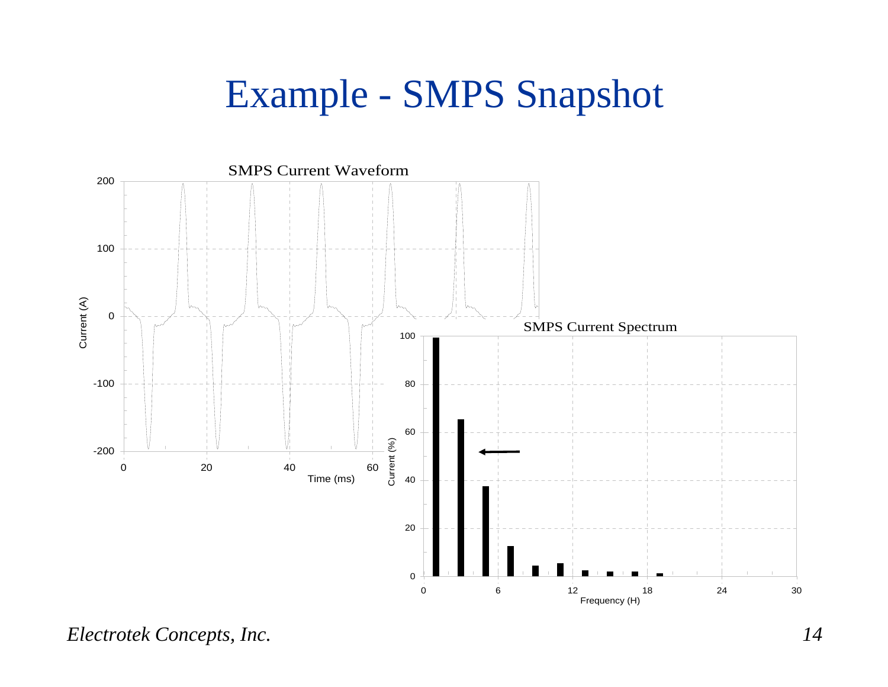# Example - SMPS Snapshot

**SMPS Current Waveform**

Current (A) vs. Time (ms)

**SMPS Current Spectrum**

Current (%) vs. Frequency (H)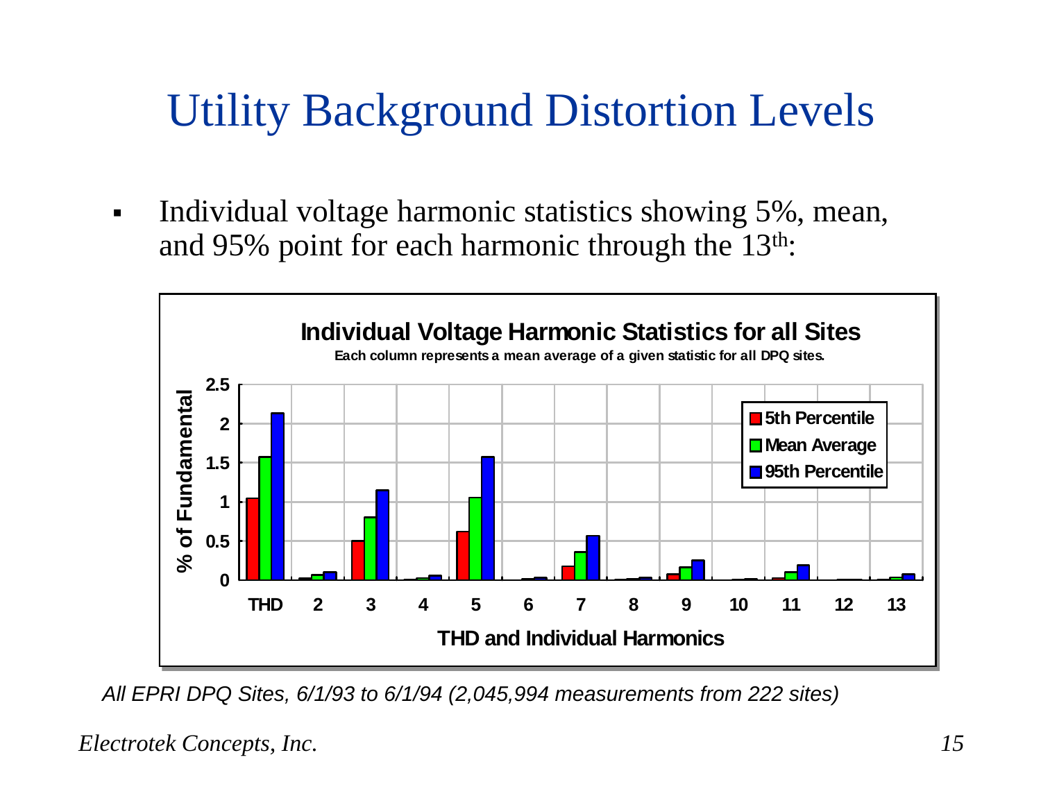# Utility Background Distortion Levels

- Individual voltage harmonic statistics showing 5%, mean, and 95% point for each harmonic through the 13th:

**Individual Voltage Harmonic Statistics for all Sites**

Each column represents a mean average of a given statistic for all DPQ sites.

*All EPRI DPQ Sites, 6/1/93 to 6/1/94 (2,045,994 measurements from 222 sites)*

*Electrotek Concepts, Inc.*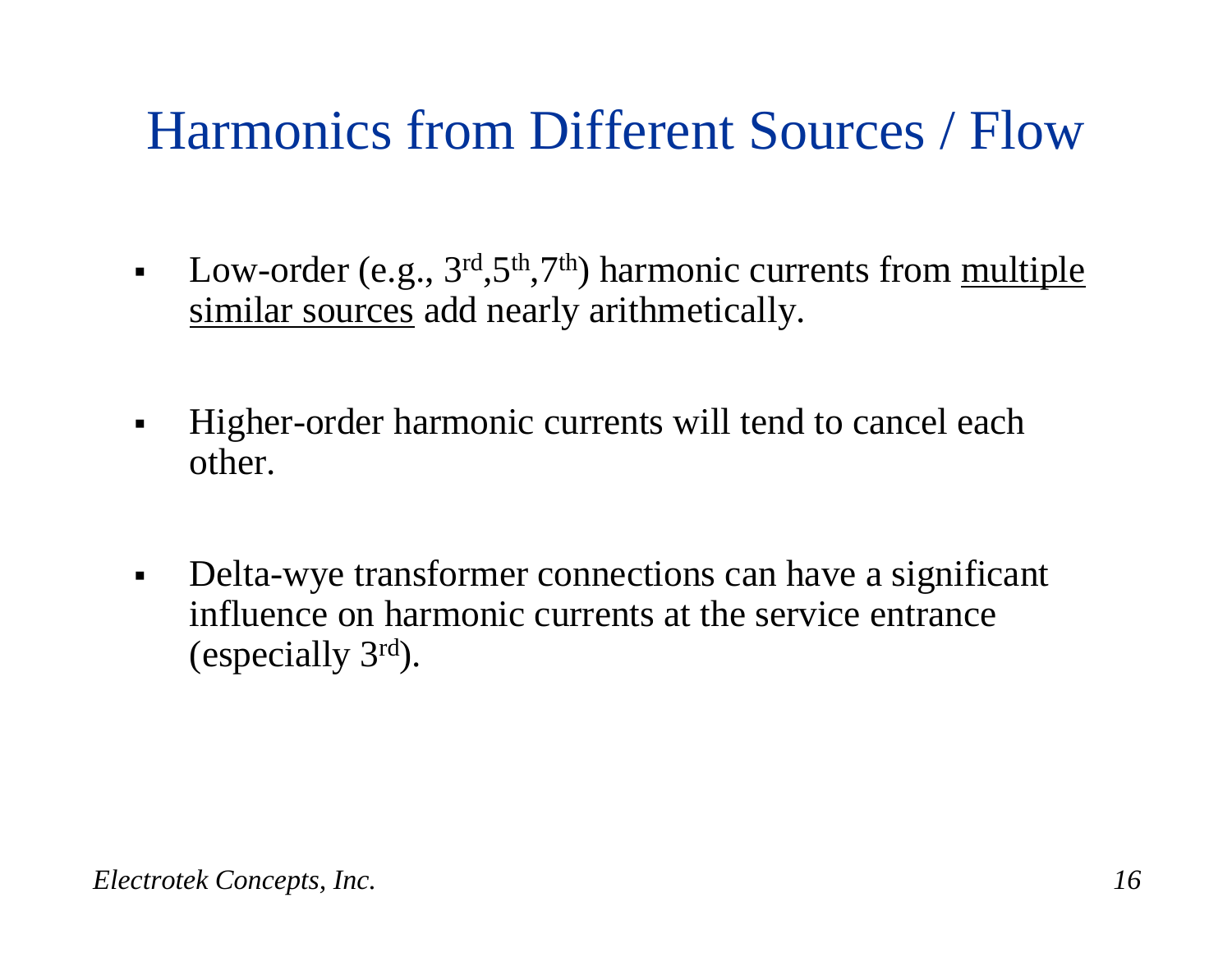# Harmonics from Different Sources / Flow

- Low-order (e.g., 3rd,5th,7th) harmonic currents from <u>multiple similar sources</u> add nearly arithmetically.

- Higher-order harmonic currents will tend to cancel each other.

- Delta-wye transformer connections can have a significant influence on harmonic currents at the service entrance (especially 3rd).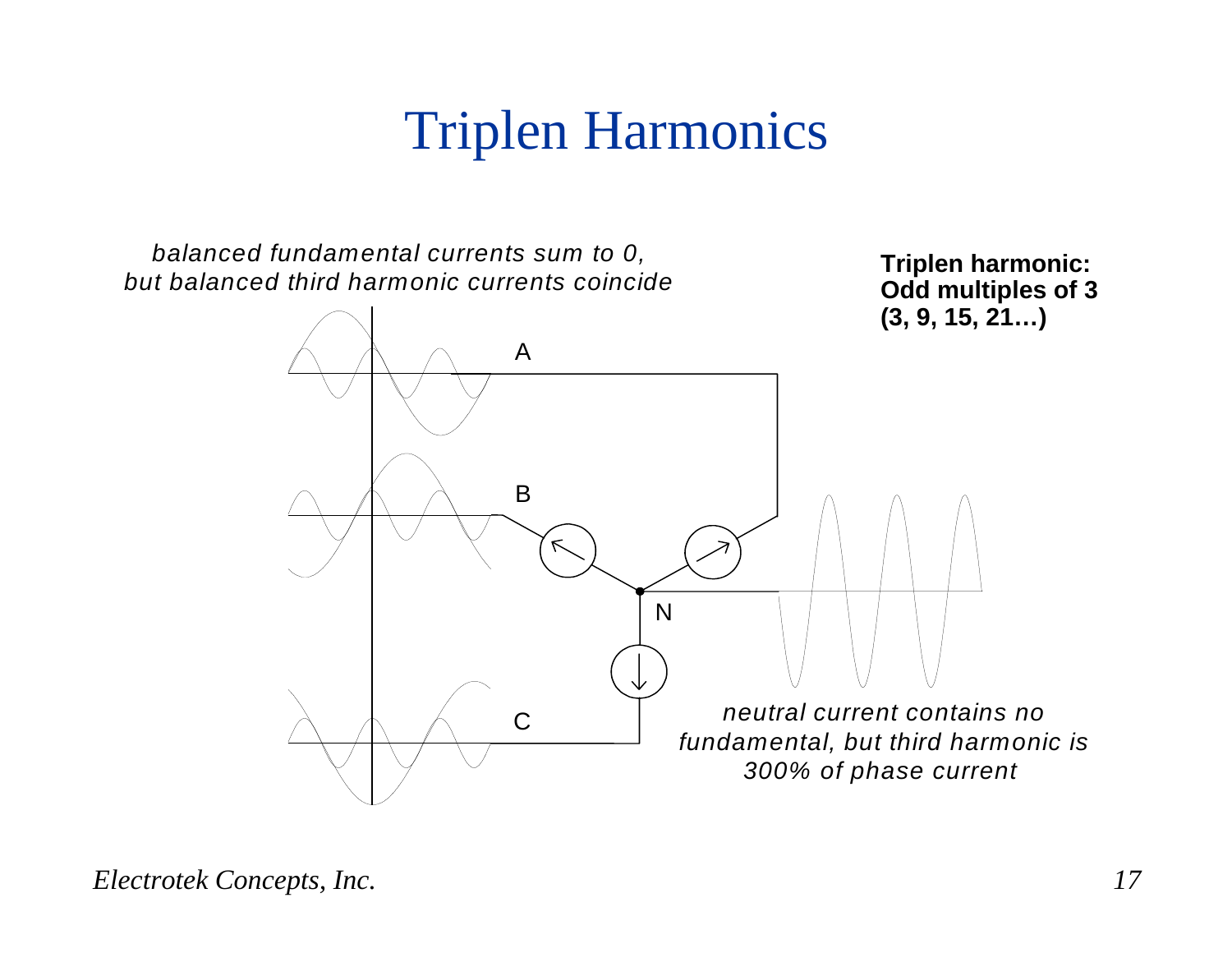# Triplen Harmonics

*balanced fundamental currents sum to 0, but balanced third harmonic currents coincide*

**Triplen harmonic: Odd multiples of 3 (3, 9, 15, 21…)**

A

B

N

C

*neutral current contains no fundamental, but third harmonic is 300% of phase current*

*Electrotek Concepts, Inc.*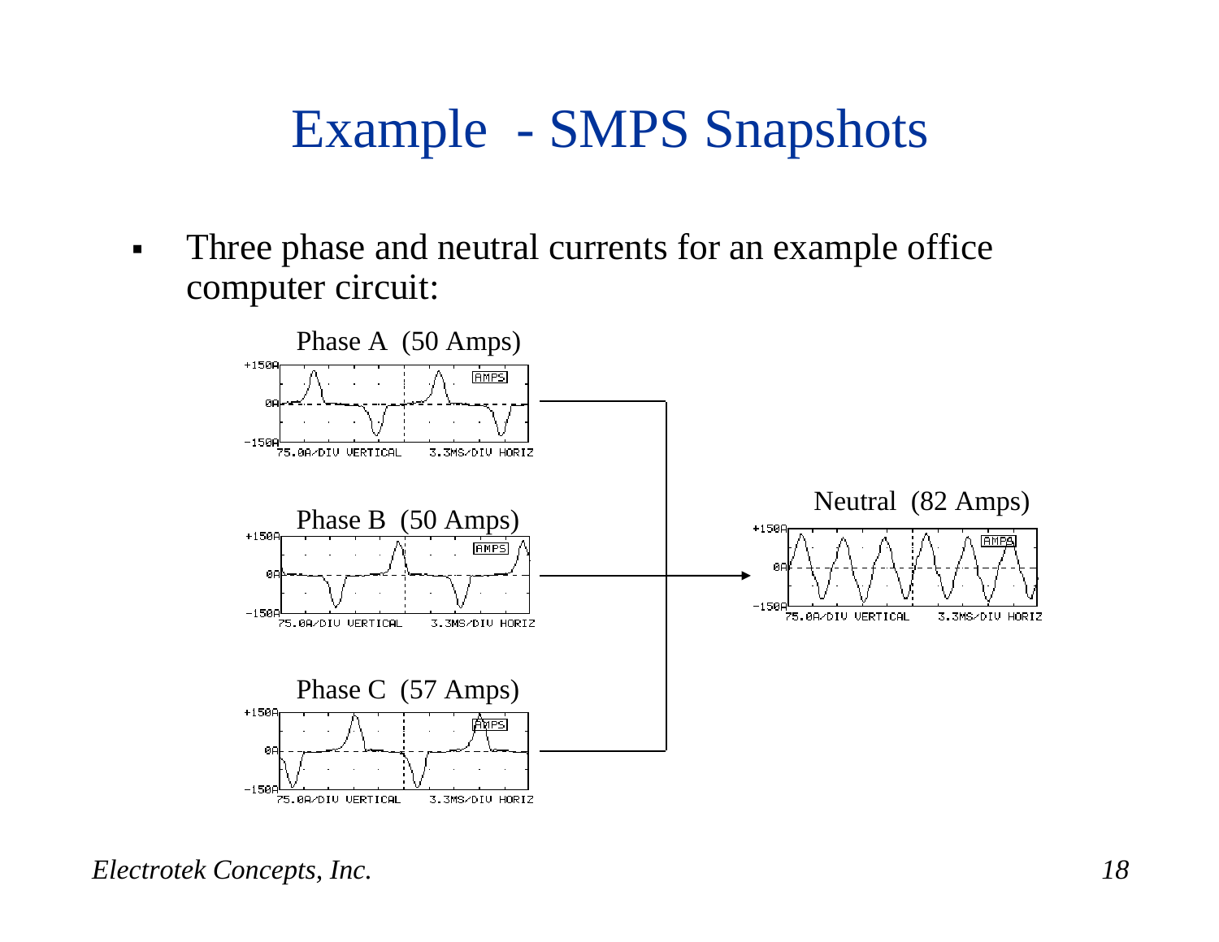# Example - SMPS Snapshots

- Three phase and neutral currents for an example office computer circuit:

Phase A (50 Amps)

Phase B (50 Amps)

Phase C (57 Amps)

Neutral (82 Amps)

*Electrotek Concepts, Inc.*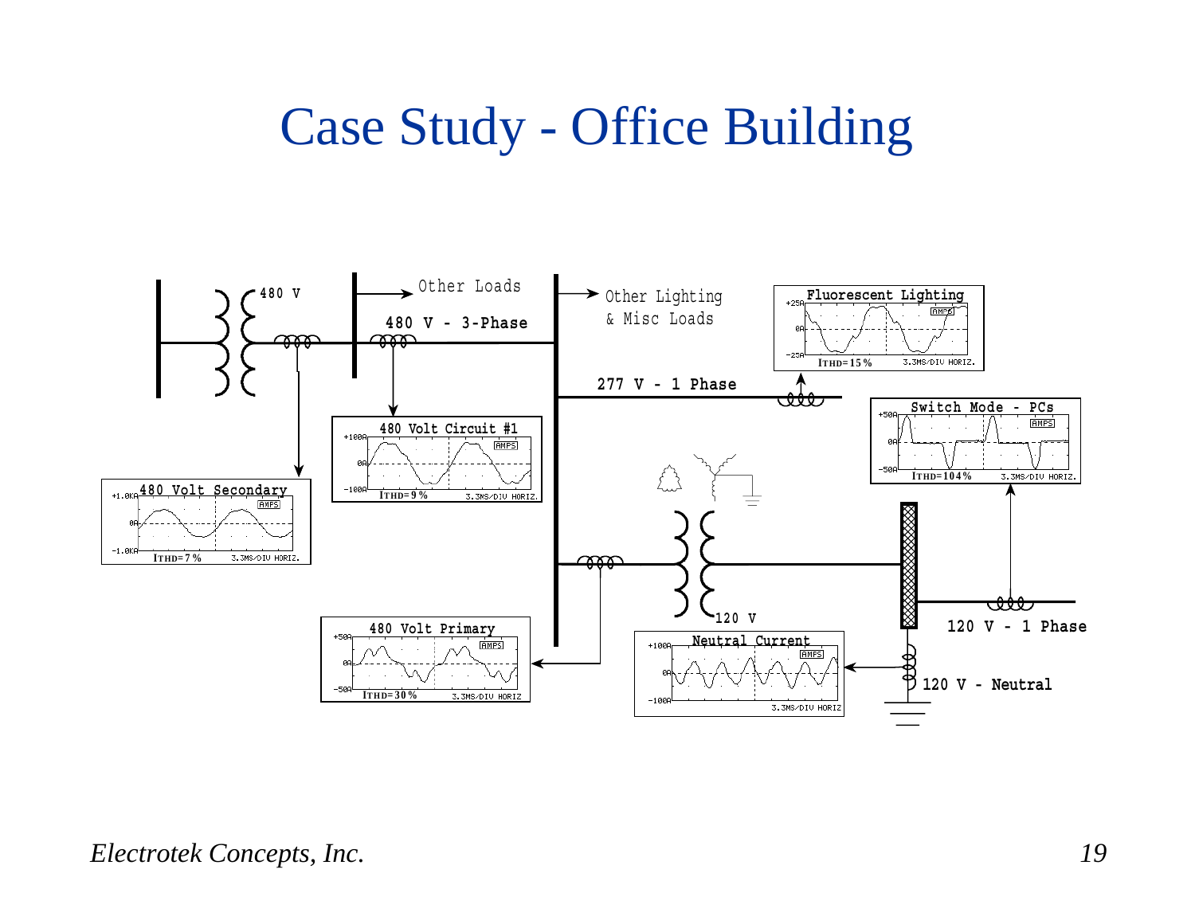# Case Study - Office Building

480 V

Other Loads

480 V - 3-Phase

Other Lighting & Misc Loads

Fluorescent Lighting

ITHD=15%

277 V - 1 Phase

Switch Mode - PCs

ITHD=104%

480 Volt Circuit #1

ITHD=9%

480 Volt Secondary

ITHD=7%

120 V

120 V - 1 Phase

480 Volt Primary

ITHD=30%

Neutral Current

120 V - Neutral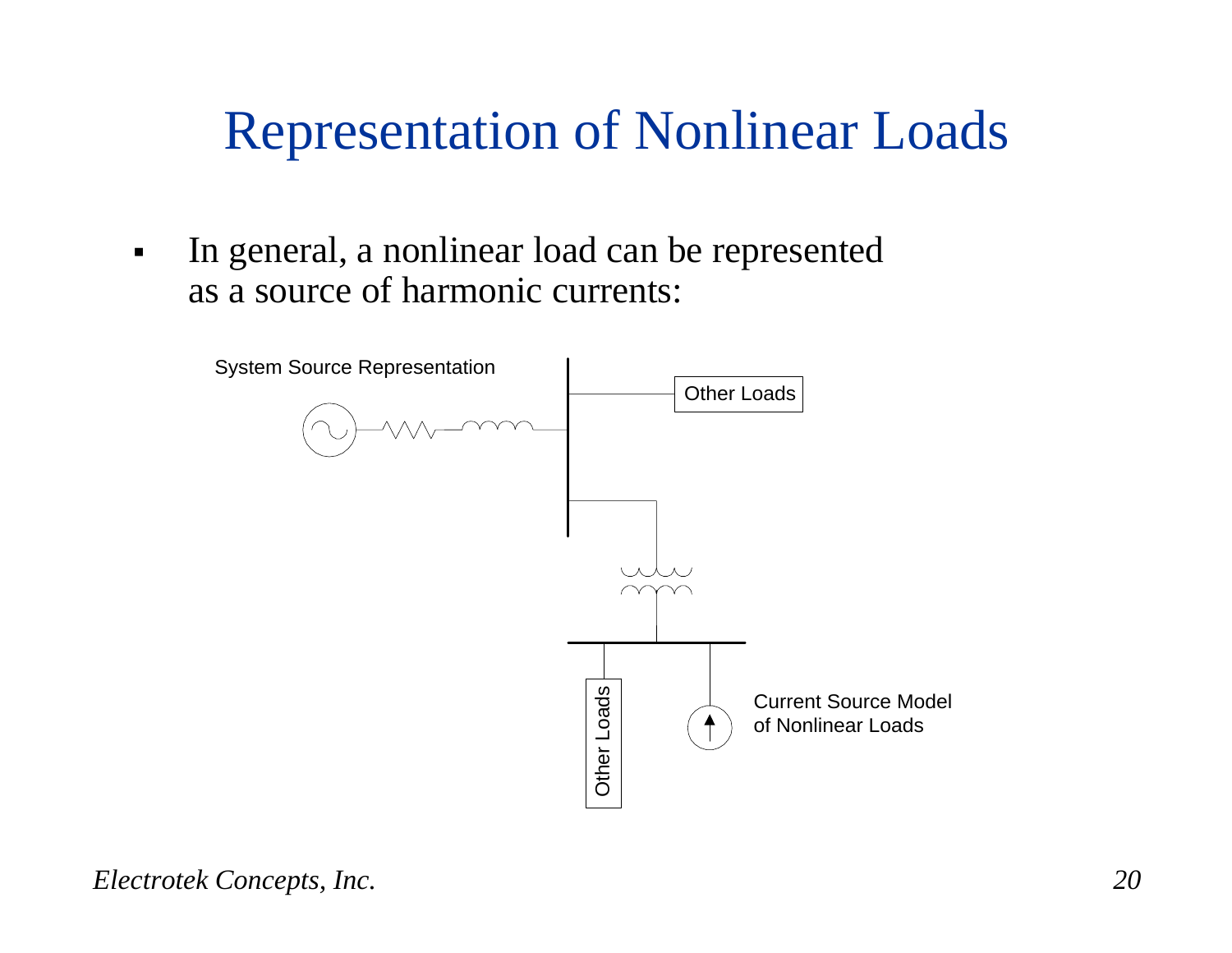# Representation of Nonlinear Loads

- In general, a nonlinear load can be represented as a source of harmonic currents:

System Source Representation

Other Loads

Other Loads

Current Source Model of Nonlinear Loads

*Electrotek Concepts, Inc.*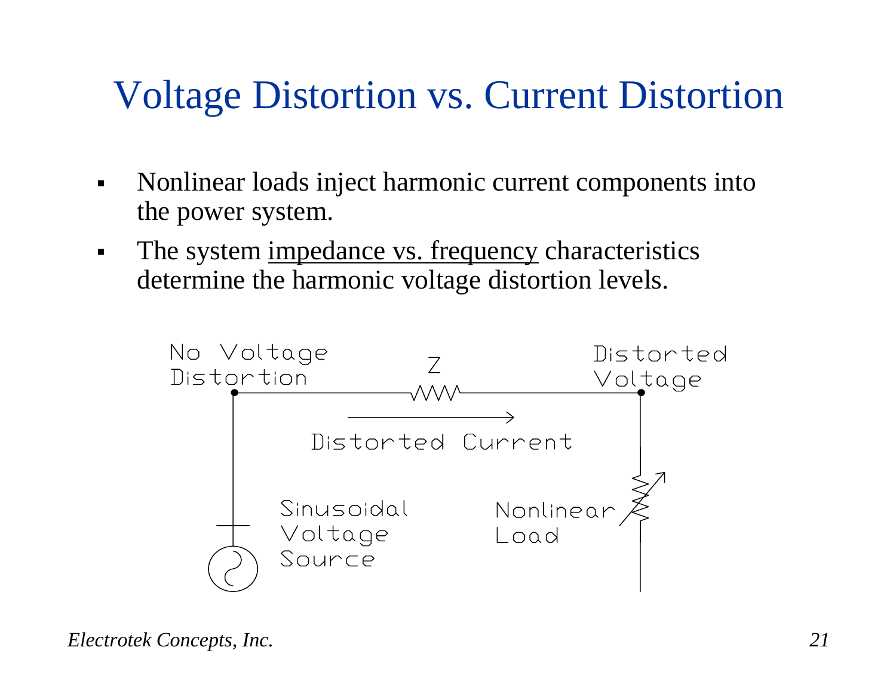# Voltage Distortion vs. Current Distortion

- Nonlinear loads inject harmonic current components into the power system.
- The system <u>impedance vs. frequency</u> characteristics determine the harmonic voltage distortion levels.

No Voltage Distortion

Z

Distorted Voltage

Distorted Current

Sinusoidal Voltage Source

Nonlinear Load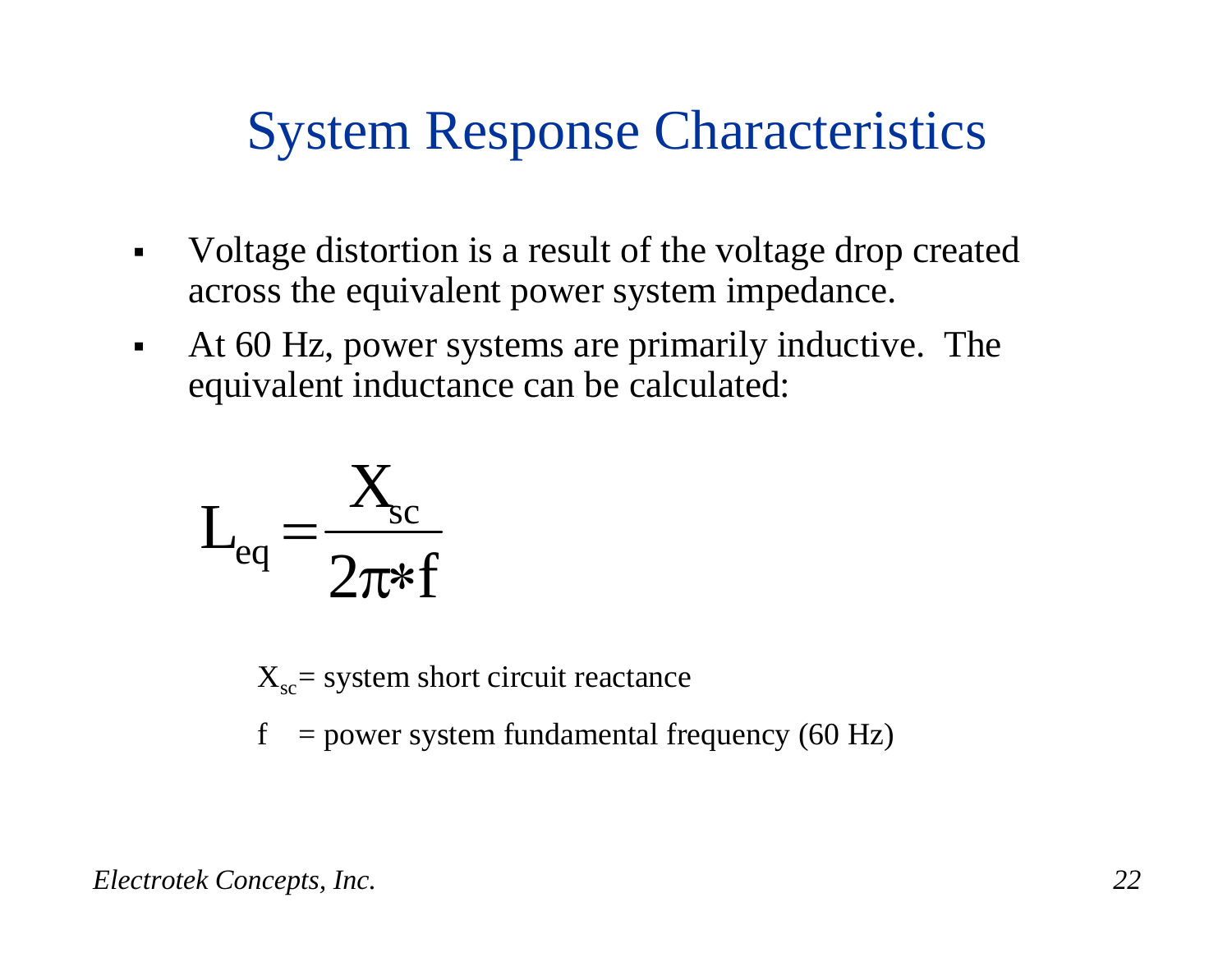# System Response Characteristics

- Voltage distortion is a result of the voltage drop created across the equivalent power system impedance.
- At 60 Hz, power systems are primarily inductive. The equivalent inductance can be calculated:

$$L_{eq} = \frac{X_{sc}}{2\pi * f}$$

$X_{sc}$ = system short circuit reactance

$f$ = power system fundamental frequency (60 Hz)

*Electrotek Concepts, Inc.*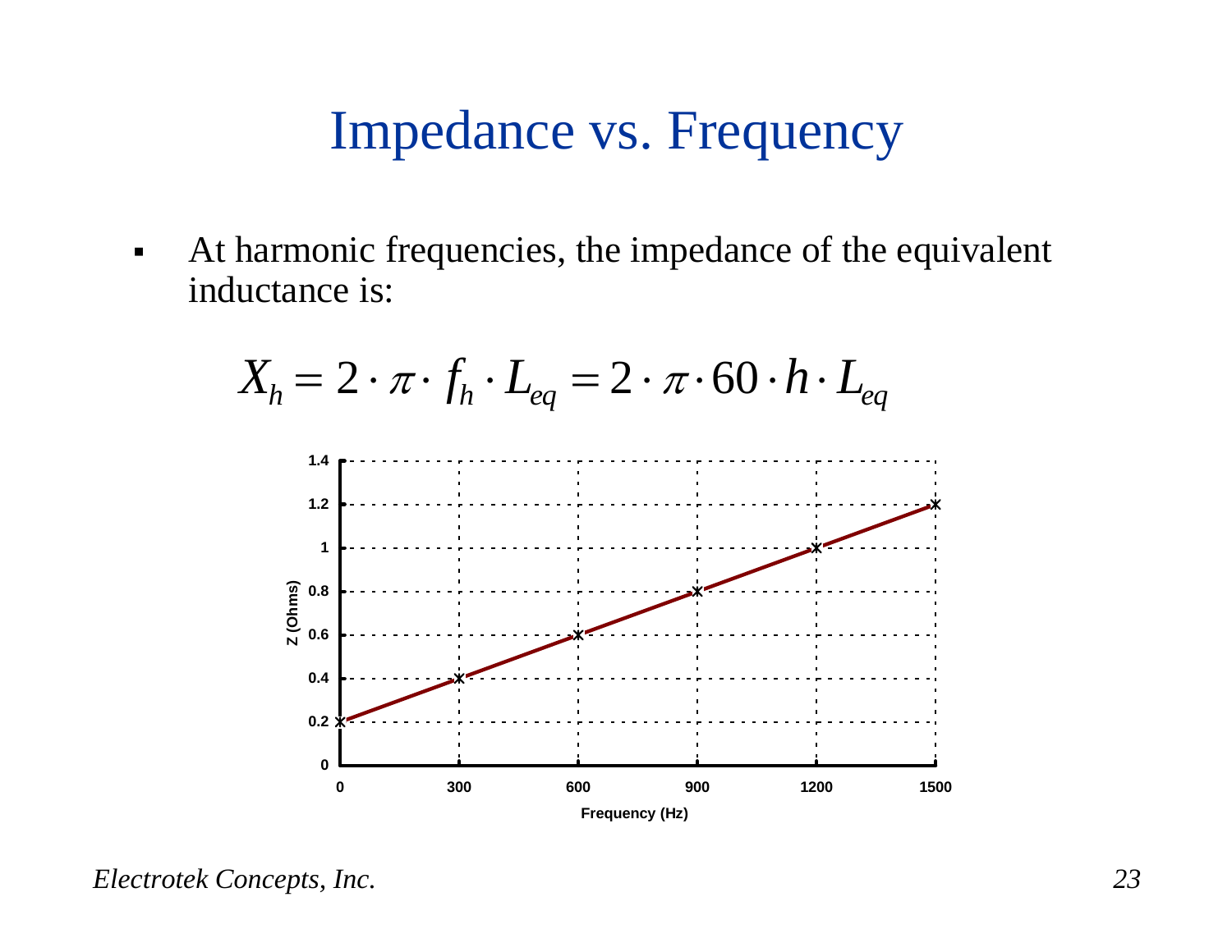# Impedance vs. Frequency

- At harmonic frequencies, the impedance of the equivalent inductance is:

$$X_h = 2 \cdot \pi \cdot f_h \cdot L_{eq} = 2 \cdot \pi \cdot 60 \cdot h \cdot L_{eq}$$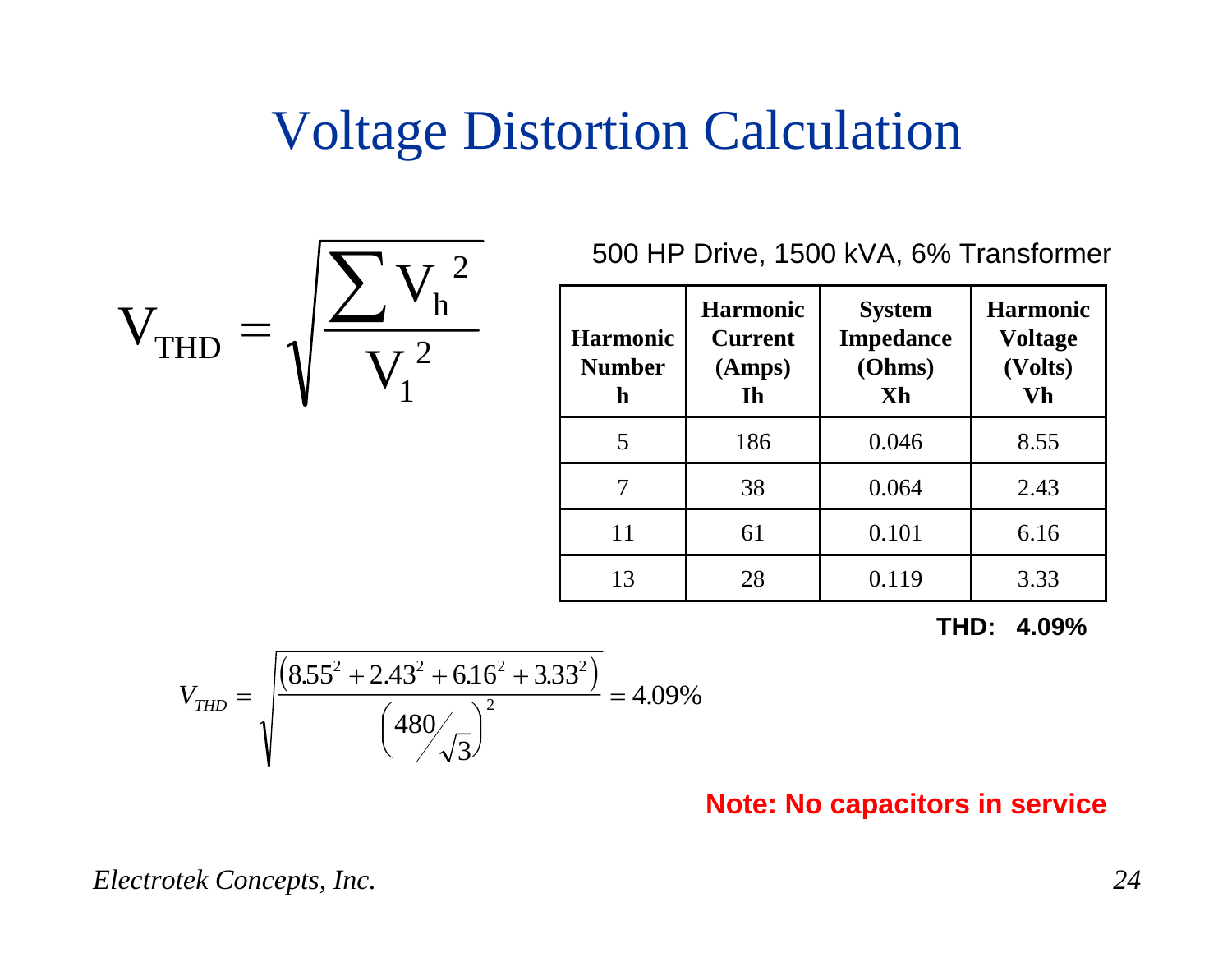# Voltage Distortion Calculation

$$V_{THD} = \sqrt{\frac{\sum V_h^{\,2}}{V_1^{\,2}}}$$

500 HP Drive, 1500 kVA, 6% Transformer

| Harmonic Number h | Harmonic Current (Amps) Ih | System Impedance (Ohms) Xh | Harmonic Voltage (Volts) Vh |
|---|---|---|---|
| 5 | 186 | 0.046 | 8.55 |
| 7 | 38 | 0.064 | 2.43 |
| 11 | 61 | 0.101 | 6.16 |
| 13 | 28 | 0.119 | 3.33 |

**THD: 4.09%**

$$V_{THD} = \sqrt{\frac{\left(8.55^2 + 2.43^2 + 6.16^2 + 3.33^2\right)}{\left(480/\sqrt{3}\right)^2}} = 4.09\%$$

**Note: No capacitors in service**

*Electrotek Concepts, Inc.*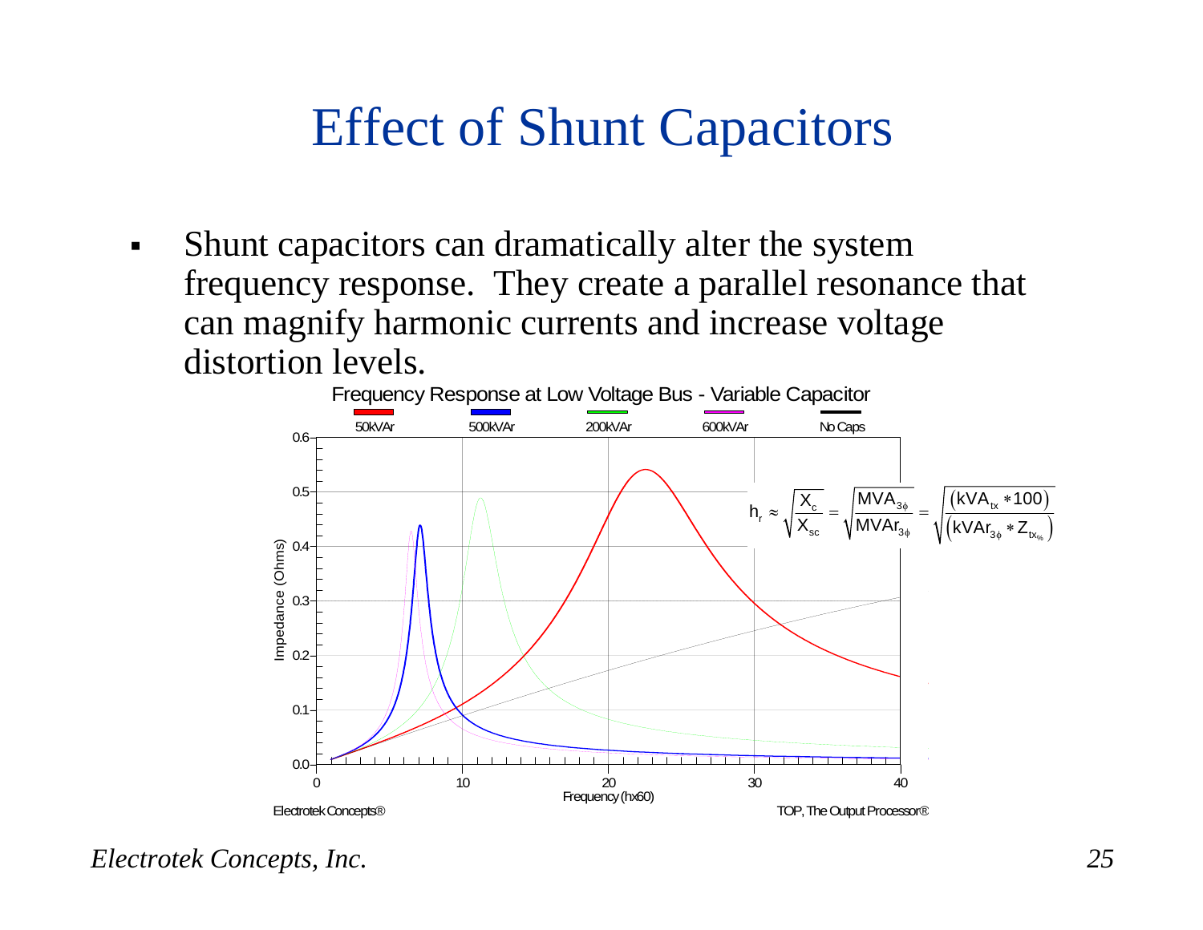# Effect of Shunt Capacitors

- Shunt capacitors can dramatically alter the system frequency response. They create a parallel resonance that can magnify harmonic currents and increase voltage distortion levels.

Frequency Response at Low Voltage Bus - Variable Capacitor

Legend: 50kVAr, 500kVAr, 200kVAr, 600kVAr, No Caps

$$h_r \approx \sqrt{\frac{X_c}{X_{sc}}} = \sqrt{\frac{MVA_{3\phi}}{MVAr_{3\phi}}} = \sqrt{\frac{(kVA_{tx} * 100)}{(kVAr_{3\phi} * Z_{tx_{\%}})}}$$

Y-axis: Impedance (Ohms); X-axis: Frequency (hx60)

Electrotek Concepts® — TOP, The Output Processor®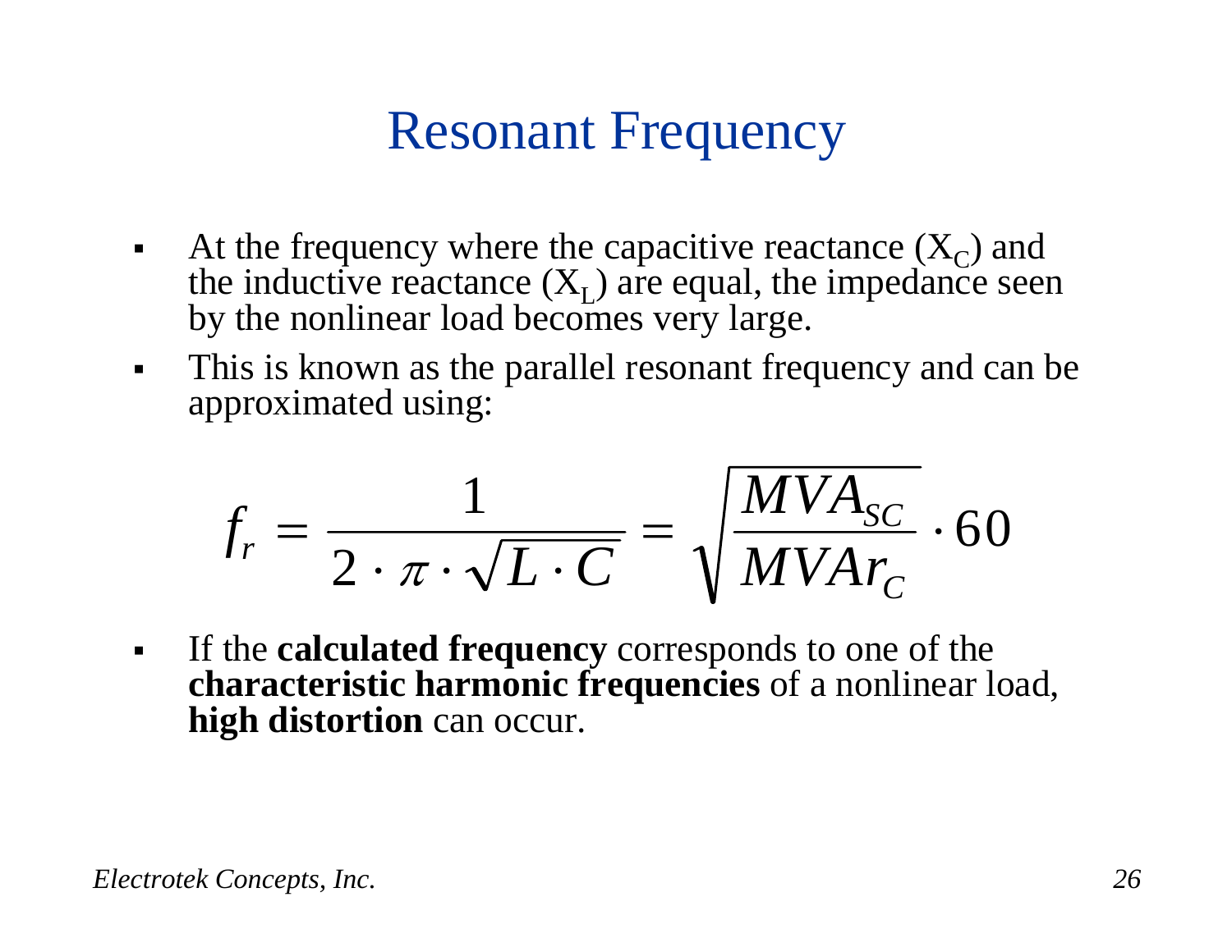# Resonant Frequency

- At the frequency where the capacitive reactance ($X_C$) and the inductive reactance ($X_L$) are equal, the impedance seen by the nonlinear load becomes very large.
- This is known as the parallel resonant frequency and can be approximated using:

$$f_r = \frac{1}{2 \cdot \pi \cdot \sqrt{L \cdot C}} = \sqrt{\frac{MVA_{SC}}{MVAr_C}} \cdot 60$$

- If the **calculated frequency** corresponds to one of the **characteristic harmonic frequencies** of a nonlinear load, **high distortion** can occur.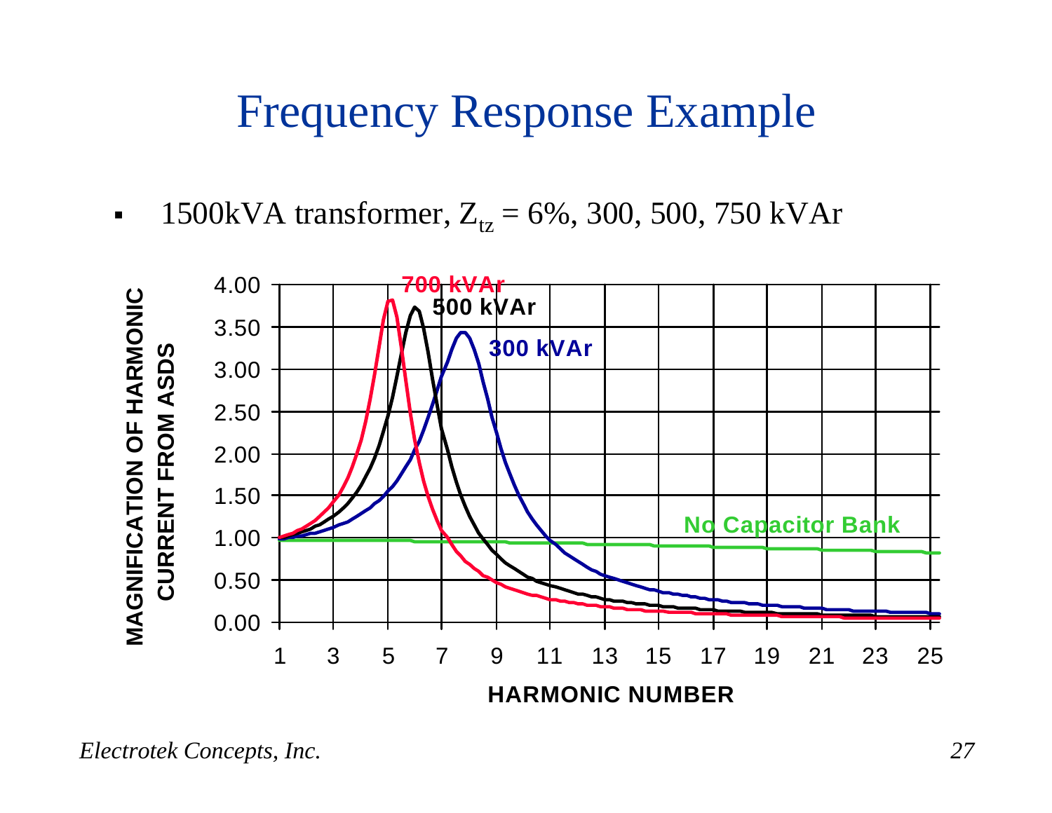# Frequency Response Example

- 1500kVA transformer, $Z_{tz}$ = 6%, 300, 500, 750 kVAr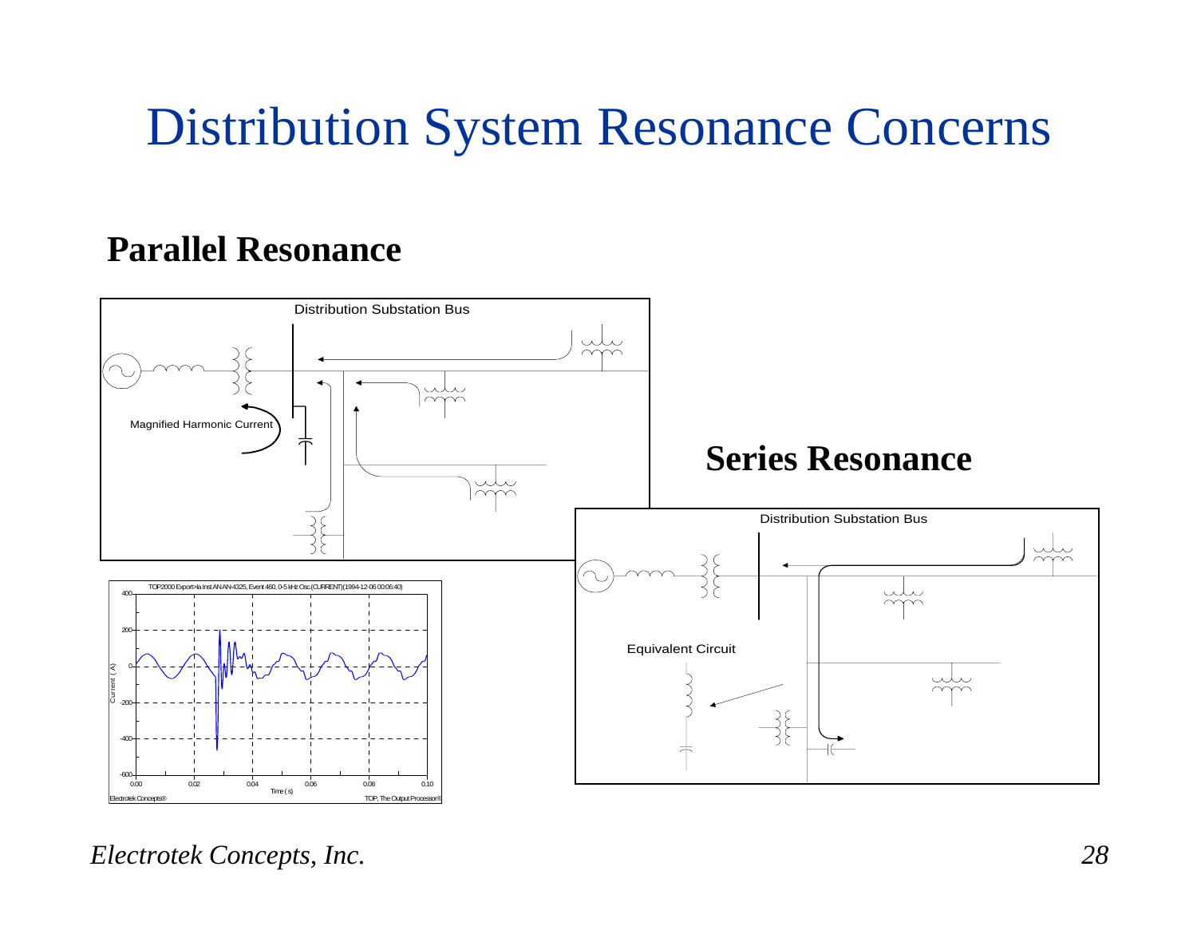# Distribution System Resonance Concerns

**Parallel Resonance**

Distribution Substation Bus

Magnified Harmonic Current

TOP2000 Export>Ia Inst AN AN-4325, Event 460, 0-5 kHz Osc.(CURRENT)(1994-12-06 00:06:40)

**Series Resonance**

Distribution Substation Bus

Equivalent Circuit

*Electrotek Concepts, Inc.*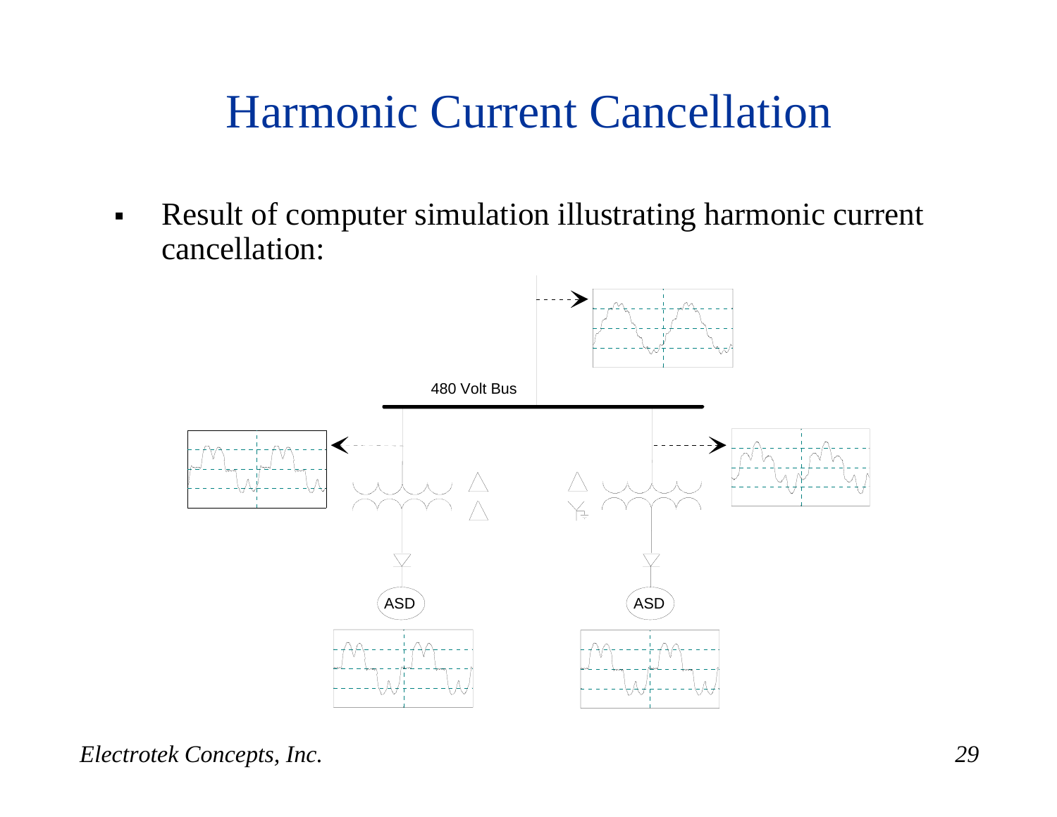# Harmonic Current Cancellation

- Result of computer simulation illustrating harmonic current cancellation:

480 Volt Bus

ASD

ASD

*Electrotek Concepts, Inc.*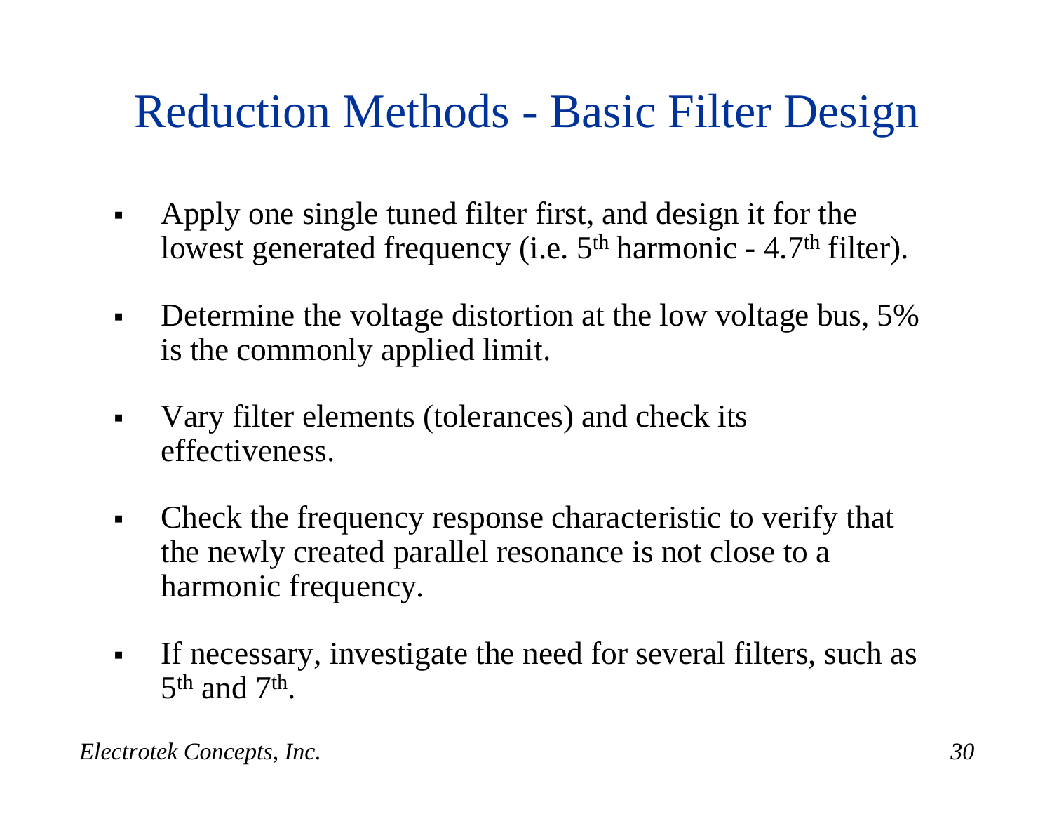# Reduction Methods - Basic Filter Design

- Apply one single tuned filter first, and design it for the lowest generated frequency (i.e. $5^{th}$ harmonic - $4.7^{th}$ filter).
- Determine the voltage distortion at the low voltage bus, 5% is the commonly applied limit.
- Vary filter elements (tolerances) and check its effectiveness.
- Check the frequency response characteristic to verify that the newly created parallel resonance is not close to a harmonic frequency.
- If necessary, investigate the need for several filters, such as $5^{th}$ and $7^{th}$.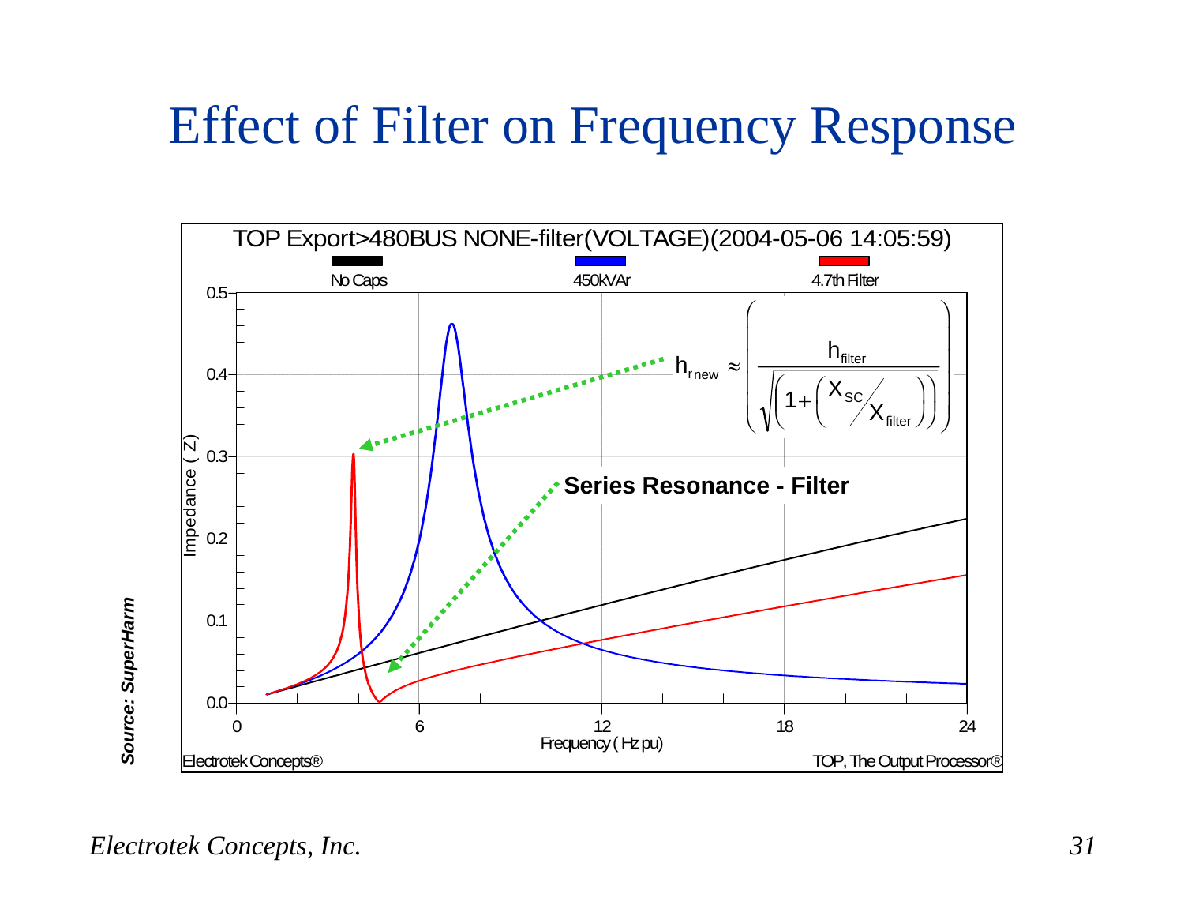# Effect of Filter on Frequency Response

TOP Export>480BUS NONE-filter(VOLTAGE)(2004-05-06 14:05:59)

No Caps | 450kVAr | 4.7th Filter

$$h_{r_{new}} \approx \left( \frac{h_{filter}}{\sqrt{\left(1 + \left(X_{SC} / X_{filter}\right)\right)}} \right)$$

**Series Resonance - Filter**

Impedance ( Z )

Frequency ( Hz pu)

Electrotek Concepts®

TOP, The Output Processor®

***Source: SuperHarm***

*Electrotek Concepts, Inc.*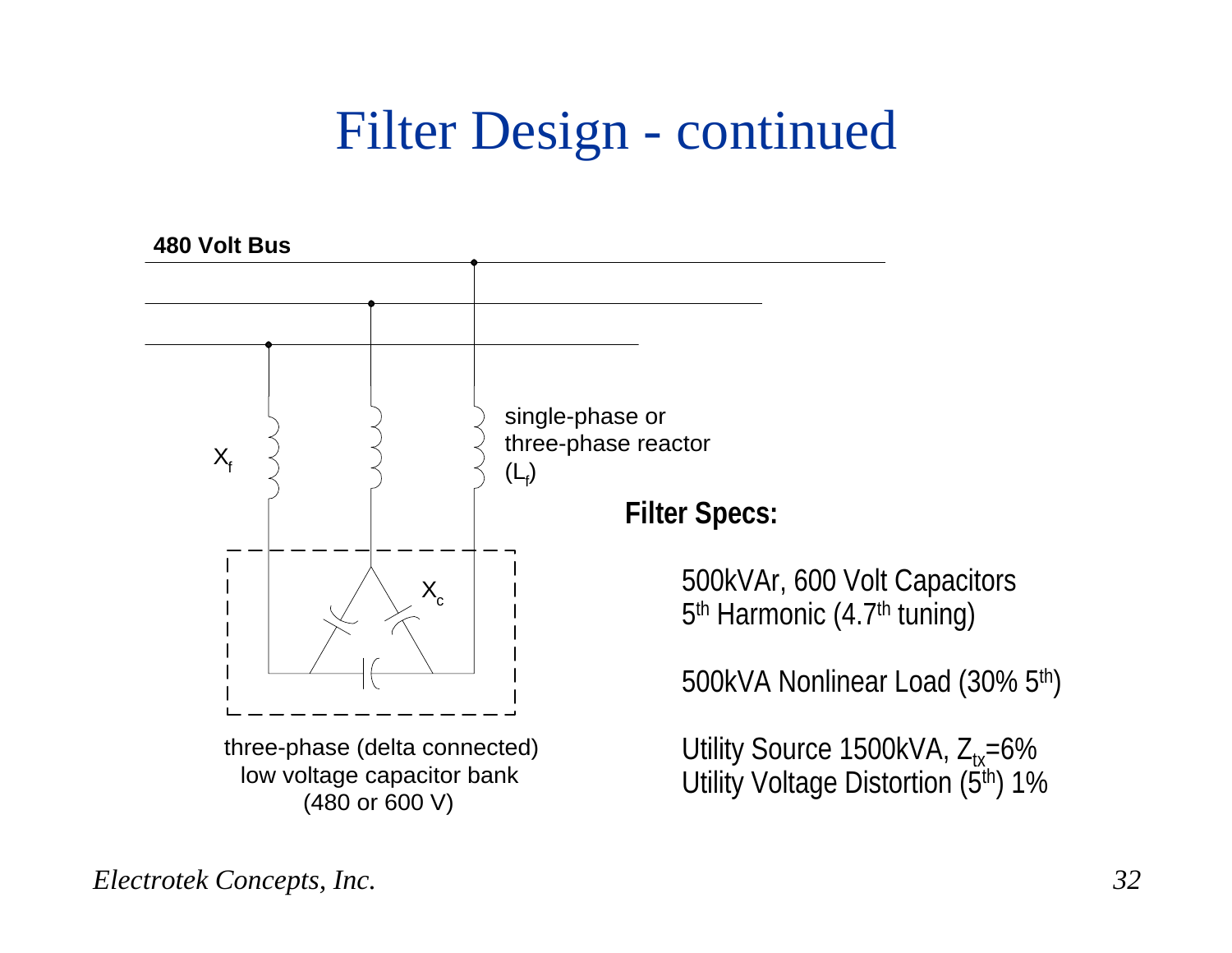# Filter Design - continued

480 Volt Bus

$X_f$

single-phase or three-phase reactor ($L_f$)

$X_c$

three-phase (delta connected) low voltage capacitor bank (480 or 600 V)

**Filter Specs:**

500kVAr, 600 Volt Capacitors
5$^{th}$ Harmonic (4.7$^{th}$ tuning)

500kVA Nonlinear Load (30% 5$^{th}$)

Utility Source 1500kVA, $Z_{tx}$=6%
Utility Voltage Distortion (5$^{th}$) 1%

*Electrotek Concepts, Inc.*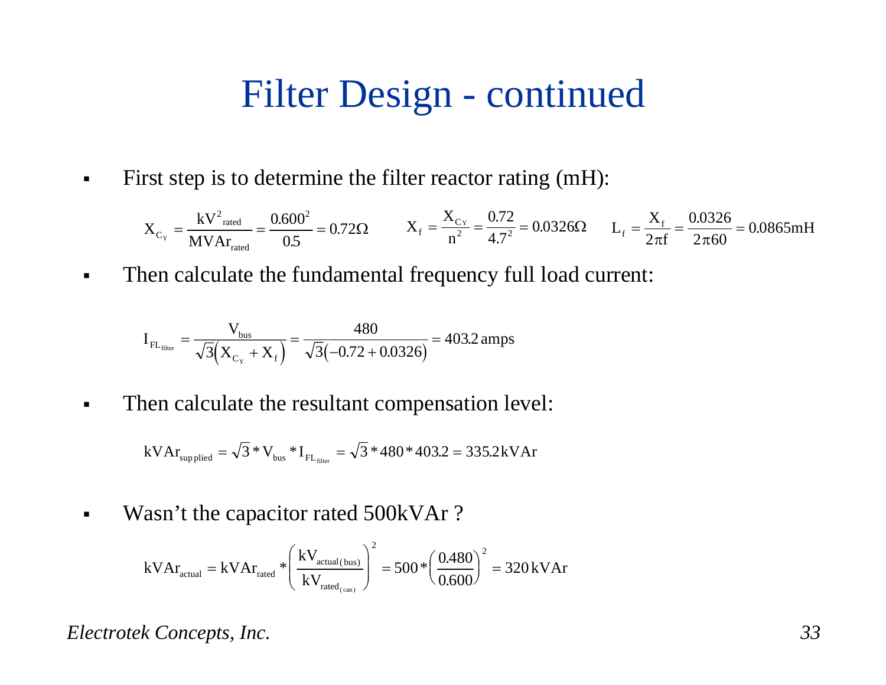# Filter Design - continued

- First step is to determine the filter reactor rating (mH):

$$X_{C_Y} = \frac{kV^2_{rated}}{MVAr_{rated}} = \frac{0.600^2}{0.5} = 0.72\Omega \qquad X_f = \frac{X_{C_Y}}{n^2} = \frac{0.72}{4.7^2} = 0.0326\Omega \qquad L_f = \frac{X_f}{2\pi f} = \frac{0.0326}{2\pi 60} = 0.0865\text{mH}$$

- Then calculate the fundamental frequency full load current:

$$I_{FL_{filter}} = \frac{V_{bus}}{\sqrt{3}\left(X_{C_Y} + X_f\right)} = \frac{480}{\sqrt{3}\left(-0.72 + 0.0326\right)} = 403.2\text{ amps}$$

- Then calculate the resultant compensation level:

$$kVAr_{supplied} = \sqrt{3} * V_{bus} * I_{FL_{filter}} = \sqrt{3} * 480 * 403.2 = 335.2\,kVAr$$

- Wasn't the capacitor rated 500kVAr ?

$$kVAr_{actual} = kVAr_{rated} * \left(\frac{kV_{actual(bus)}}{kV_{rated_{(can)}}}\right)^2 = 500 * \left(\frac{0.480}{0.600}\right)^2 = 320\,kVAr$$

*Electrotek Concepts, Inc.*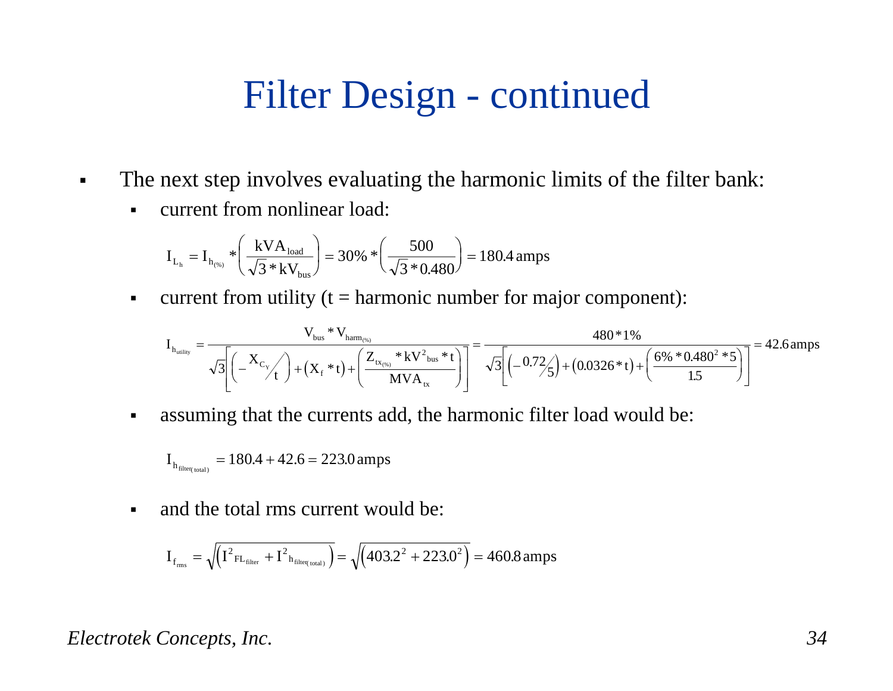# Filter Design - continued

- The next step involves evaluating the harmonic limits of the filter bank:
  - current from nonlinear load:

$$I_{L_h} = I_{h_{(\%)}} * \left( \frac{kVA_{load}}{\sqrt{3} * kV_{bus}} \right) = 30\% * \left( \frac{500}{\sqrt{3} * 0.480} \right) = 180.4 \text{ amps}$$

  - current from utility (t = harmonic number for major component):

$$I_{h_{utility}} = \frac{V_{bus} * V_{harm_{(\%)}}}{\sqrt{3}\left[ \left( -\frac{X_{C_Y}}{t} \right) + \left( X_f * t \right) + \left( \frac{Z_{tx_{(\%)}} * kV^2_{bus} * t}{MVA_{tx}} \right) \right]} = \frac{480 * 1\%}{\sqrt{3}\left[ \left( -\frac{0.72}{5} \right) + \left( 0.0326 * t \right) + \left( \frac{6\% * 0.480^2 * 5}{1.5} \right) \right]} = 42.6 \text{ amps}$$

  - assuming that the currents add, the harmonic filter load would be:

$$I_{h_{filter(total)}} = 180.4 + 42.6 = 223.0 \text{ amps}$$

  - and the total rms current would be:

$$I_{f_{rms}} = \sqrt{\left( I^2_{FL_{filter}} + I^2_{h_{filter(total)}} \right)} = \sqrt{\left( 403.2^2 + 223.0^2 \right)} = 460.8 \text{ amps}$$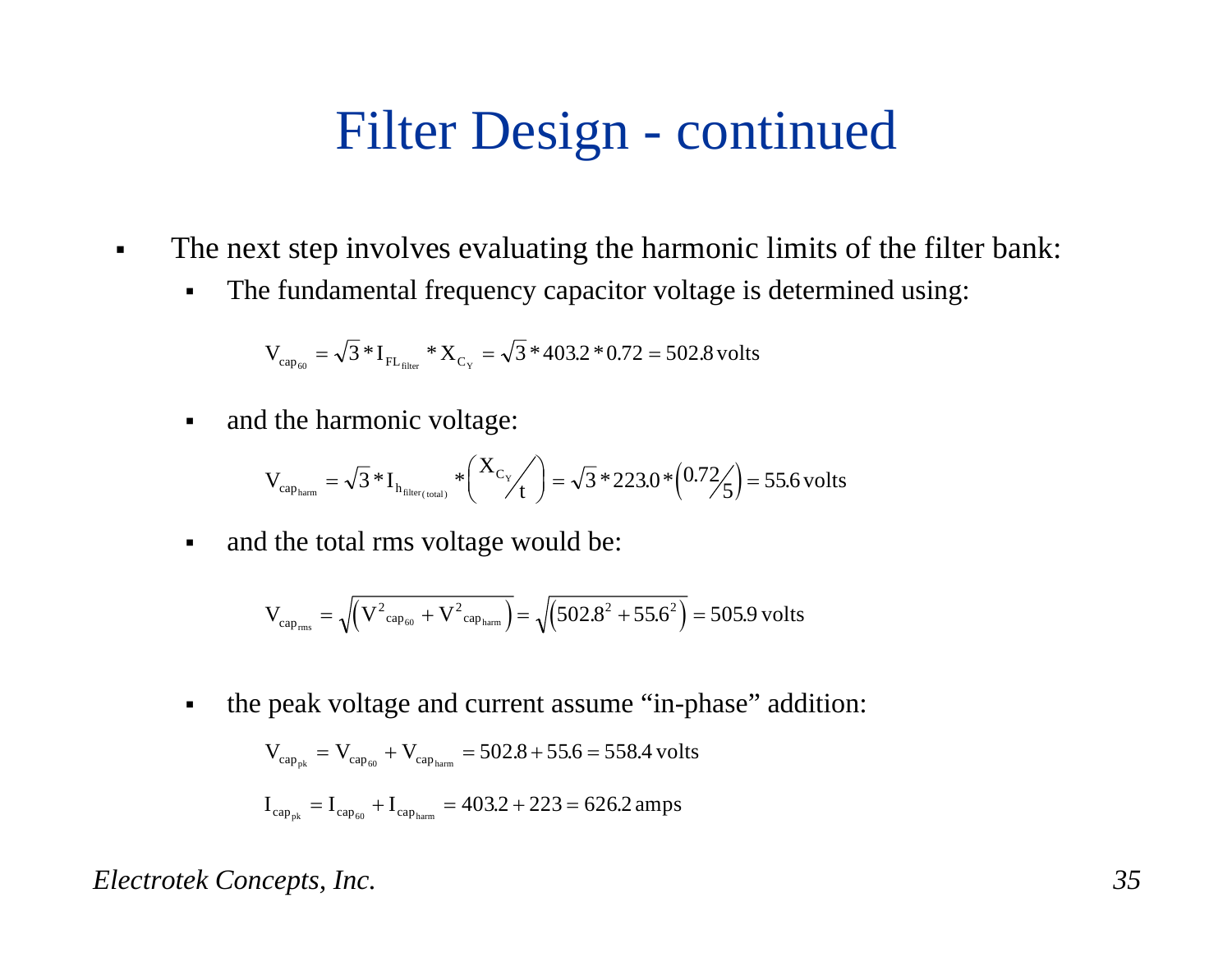# Filter Design - continued

- The next step involves evaluating the harmonic limits of the filter bank:
  - The fundamental frequency capacitor voltage is determined using:

$$V_{cap_{60}} = \sqrt{3} * I_{FL_{filter}} * X_{C_Y} = \sqrt{3} * 403.2 * 0.72 = 502.8 \text{ volts}$$

  - and the harmonic voltage:

$$V_{cap_{harm}} = \sqrt{3} * I_{h_{filter(total)}} * \left( X_{C_Y} / t \right) = \sqrt{3} * 223.0 * \left( 0.72 / 5 \right) = 55.6 \text{ volts}$$

  - and the total rms voltage would be:

$$V_{cap_{rms}} = \sqrt{\left( V^2_{cap_{60}} + V^2_{cap_{harm}} \right)} = \sqrt{\left( 502.8^2 + 55.6^2 \right)} = 505.9 \text{ volts}$$

  - the peak voltage and current assume "in-phase" addition:

$$V_{cap_{pk}} = V_{cap_{60}} + V_{cap_{harm}} = 502.8 + 55.6 = 558.4 \text{ volts}$$

$$I_{cap_{pk}} = I_{cap_{60}} + I_{cap_{harm}} = 403.2 + 223 = 626.2 \text{ amps}$$

*Electrotek Concepts, Inc.*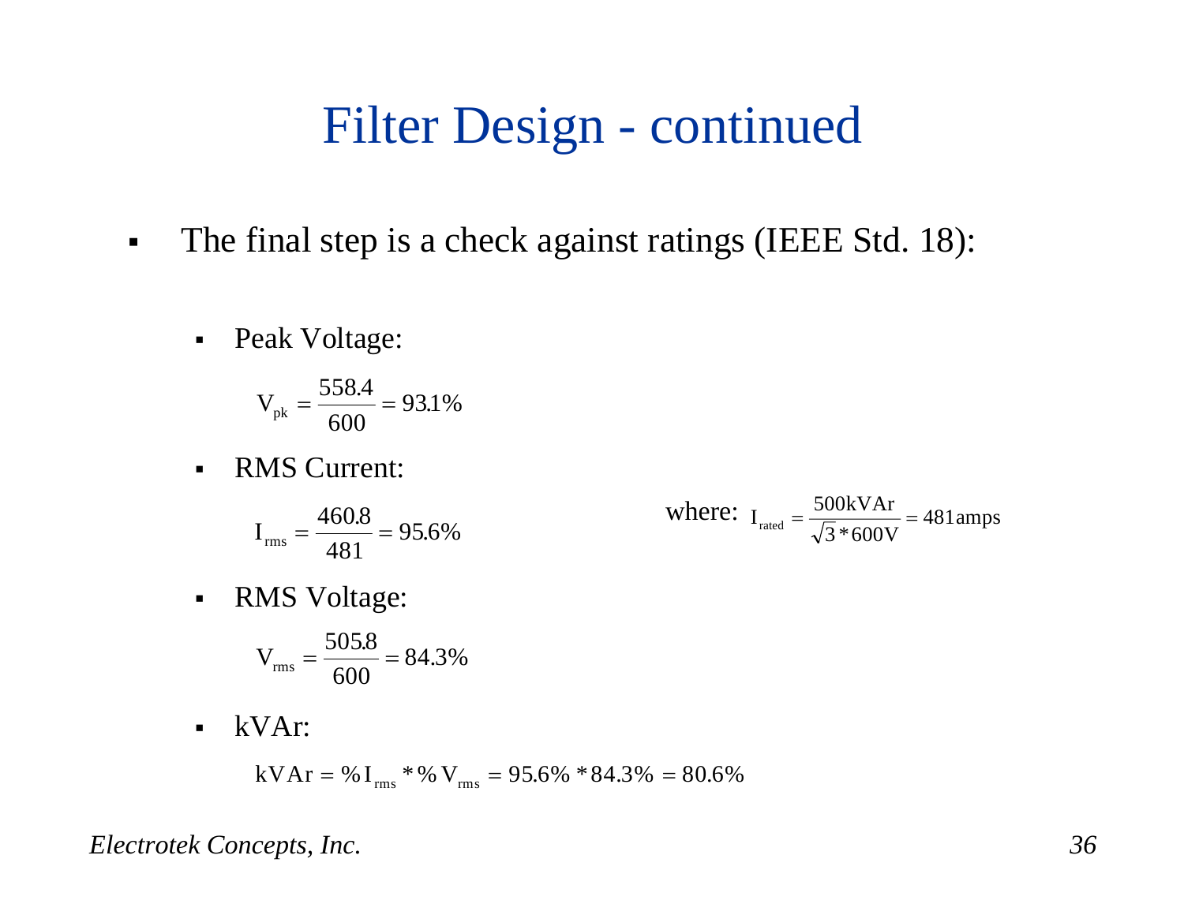# Filter Design - continued

- The final step is a check against ratings (IEEE Std. 18):

  - Peak Voltage:

    $$V_{pk} = \frac{558.4}{600} = 93.1\%$$

  - RMS Current:

    $$I_{rms} = \frac{460.8}{481} = 95.6\%$$

    where: $I_{rated} = \frac{500\text{kVAr}}{\sqrt{3} * 600\text{V}} = 481\text{amps}$

  - RMS Voltage:

    $$V_{rms} = \frac{505.8}{600} = 84.3\%$$

  - kVAr:

    $$\text{kVAr} = \%I_{rms} * \%V_{rms} = 95.6\% * 84.3\% = 80.6\%$$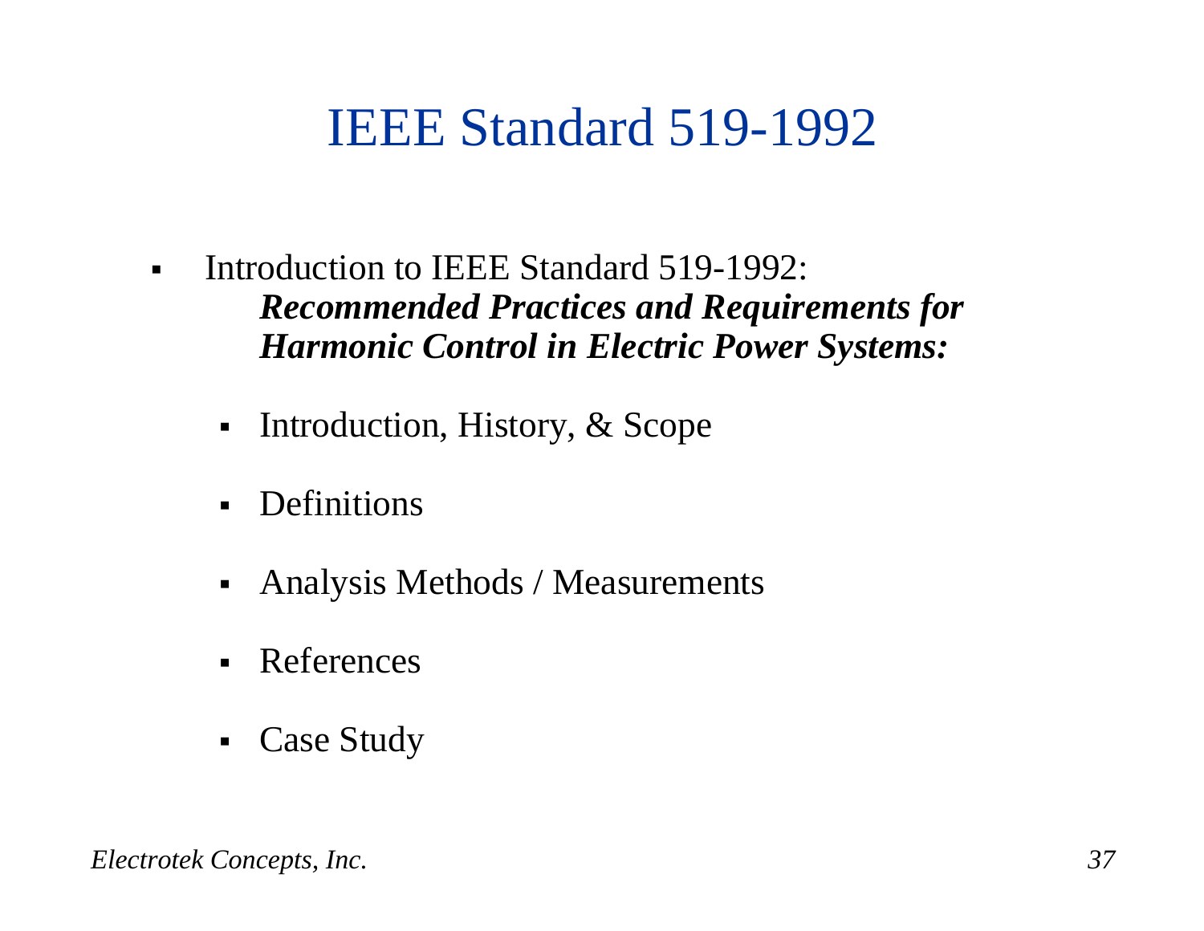# IEEE Standard 519-1992

- Introduction to IEEE Standard 519-1992:
  ***Recommended Practices and Requirements for Harmonic Control in Electric Power Systems:***

  - Introduction, History, & Scope
  - Definitions
  - Analysis Methods / Measurements
  - References
  - Case Study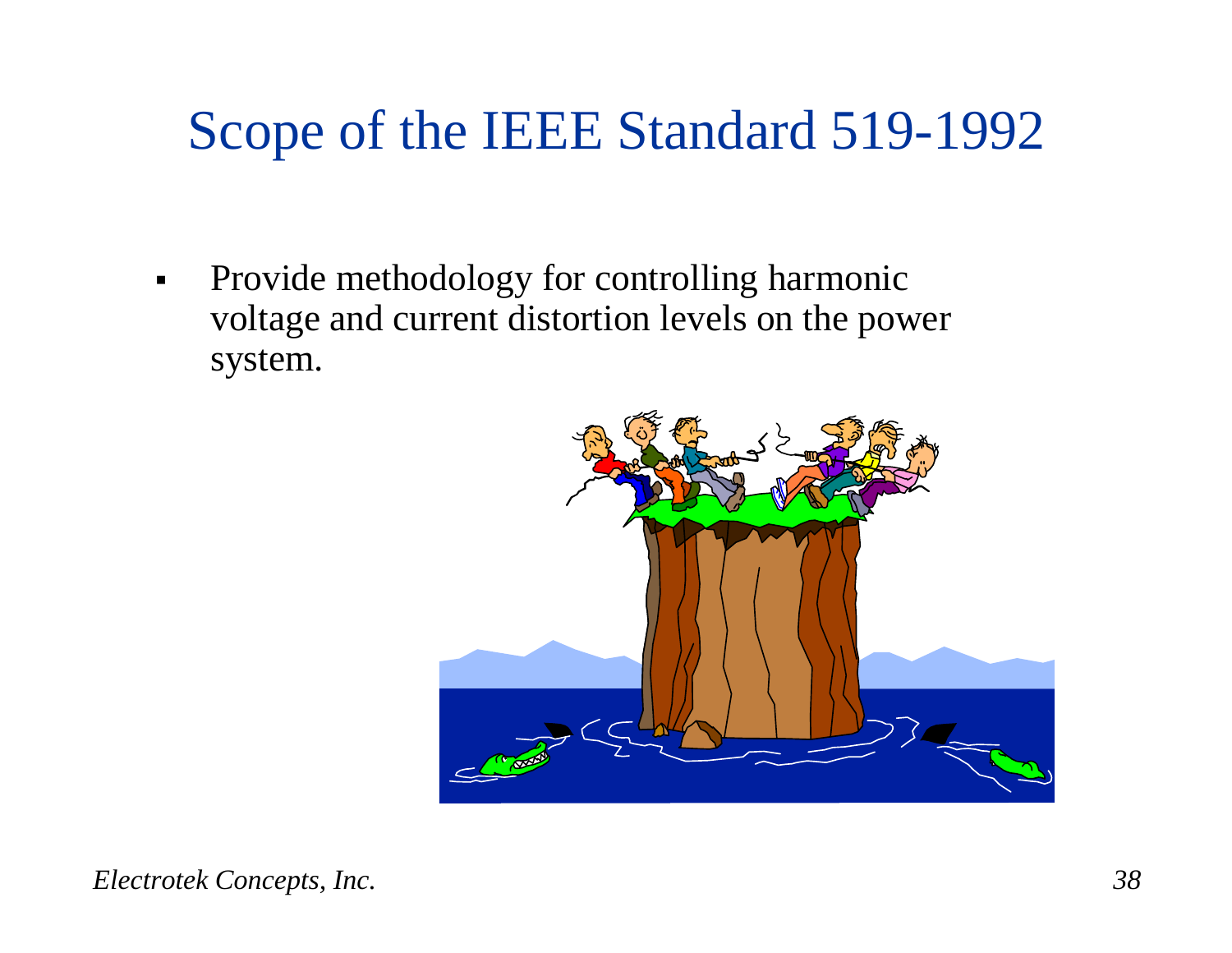# Scope of the IEEE Standard 519-1992

- Provide methodology for controlling harmonic voltage and current distortion levels on the power system.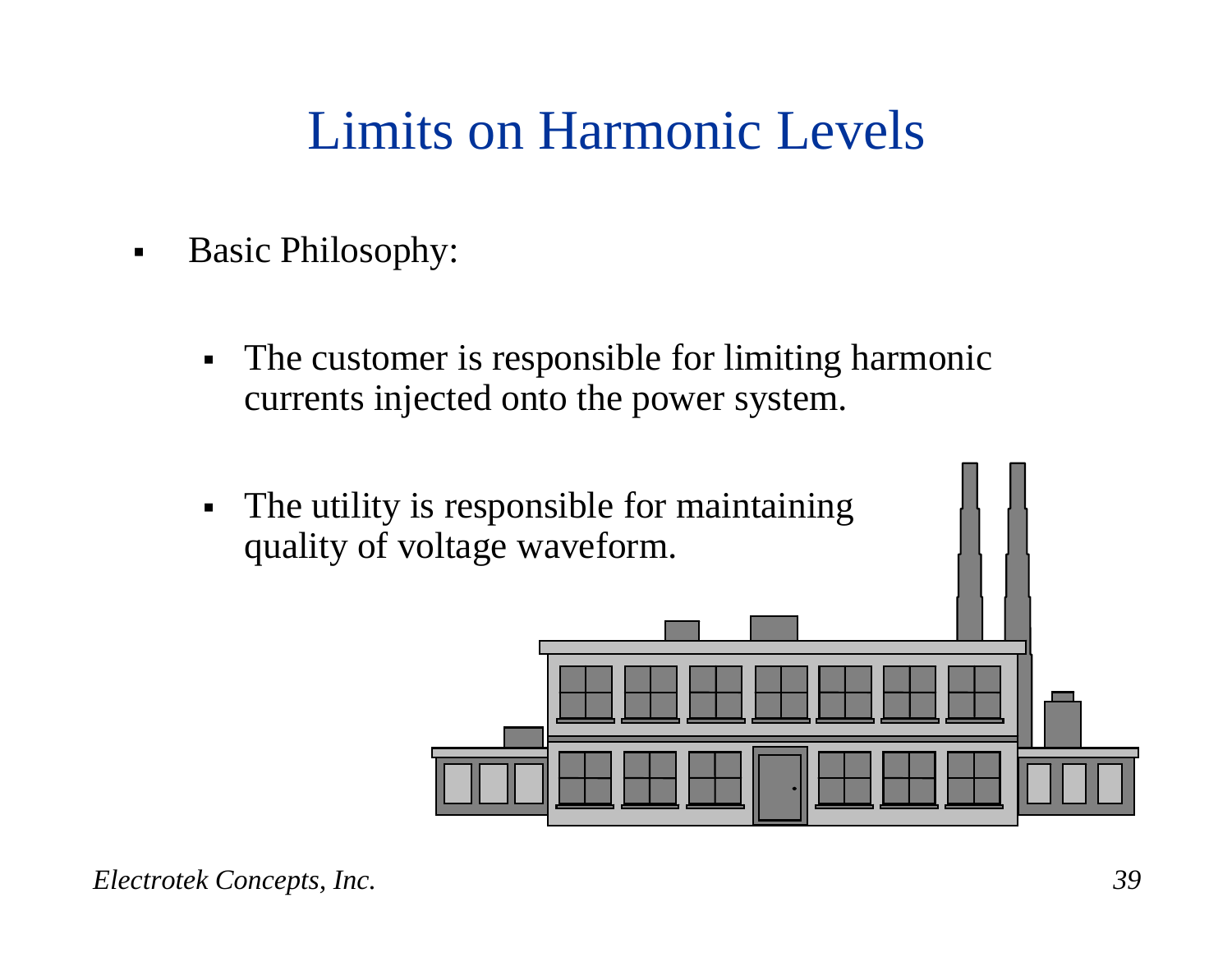# Limits on Harmonic Levels

- Basic Philosophy:
  - The customer is responsible for limiting harmonic currents injected onto the power system.
  - The utility is responsible for maintaining quality of voltage waveform.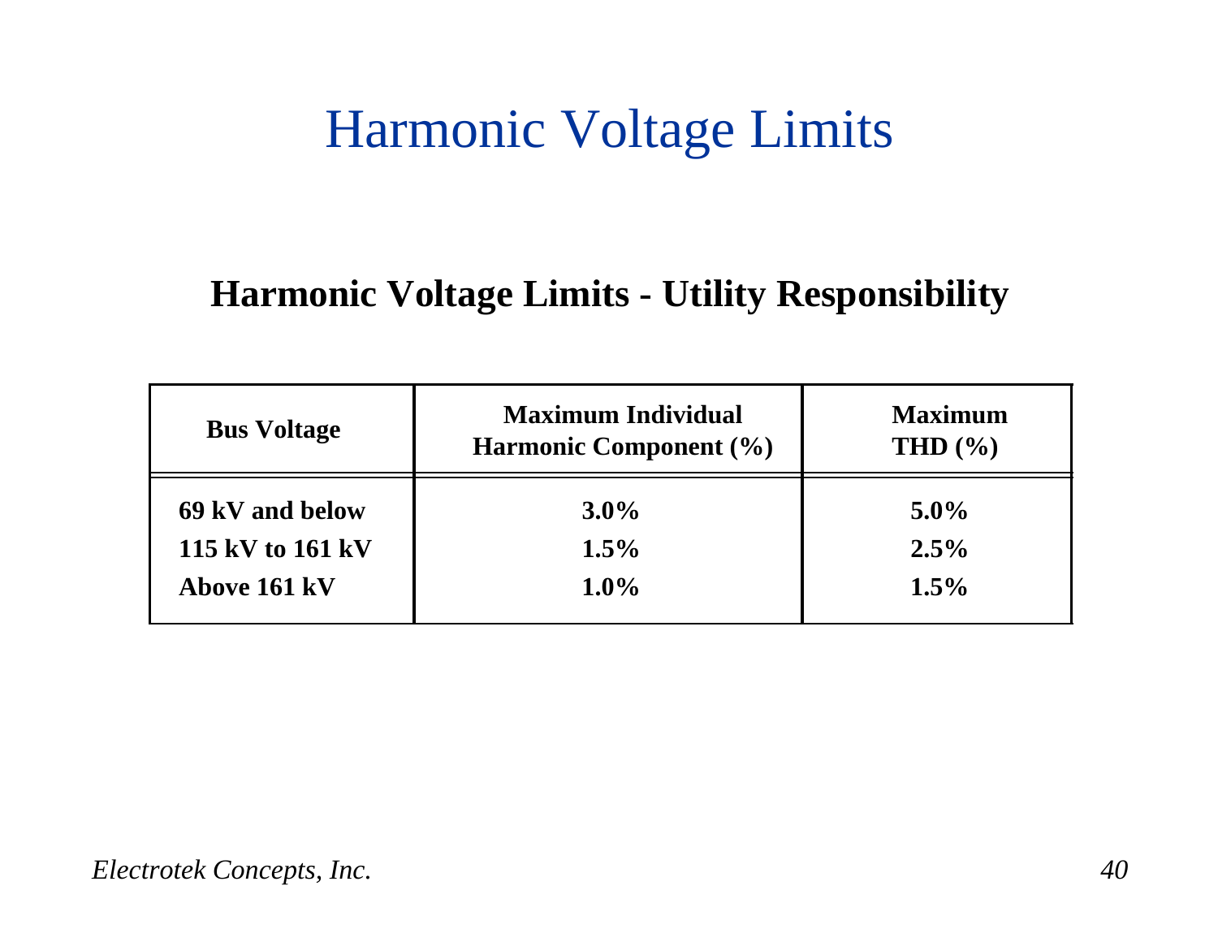# Harmonic Voltage Limits

## Harmonic Voltage Limits - Utility Responsibility

| Bus Voltage | Maximum Individual Harmonic Component (%) | Maximum THD (%) |
|---|---|---|
| 69 kV and below | 3.0% | 5.0% |
| 115 kV to 161 kV | 1.5% | 2.5% |
| Above 161 kV | 1.0% | 1.5% |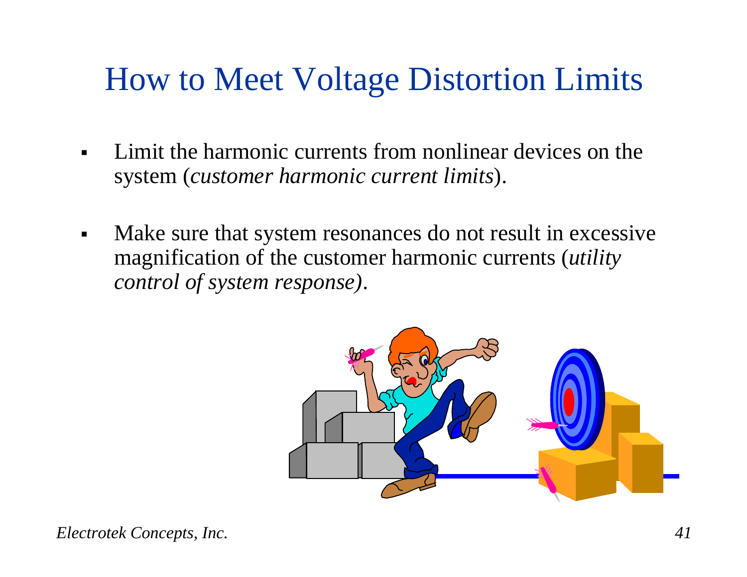# How to Meet Voltage Distortion Limits

- Limit the harmonic currents from nonlinear devices on the system (*customer harmonic current limits*).

- Make sure that system resonances do not result in excessive magnification of the customer harmonic currents (*utility control of system response)*.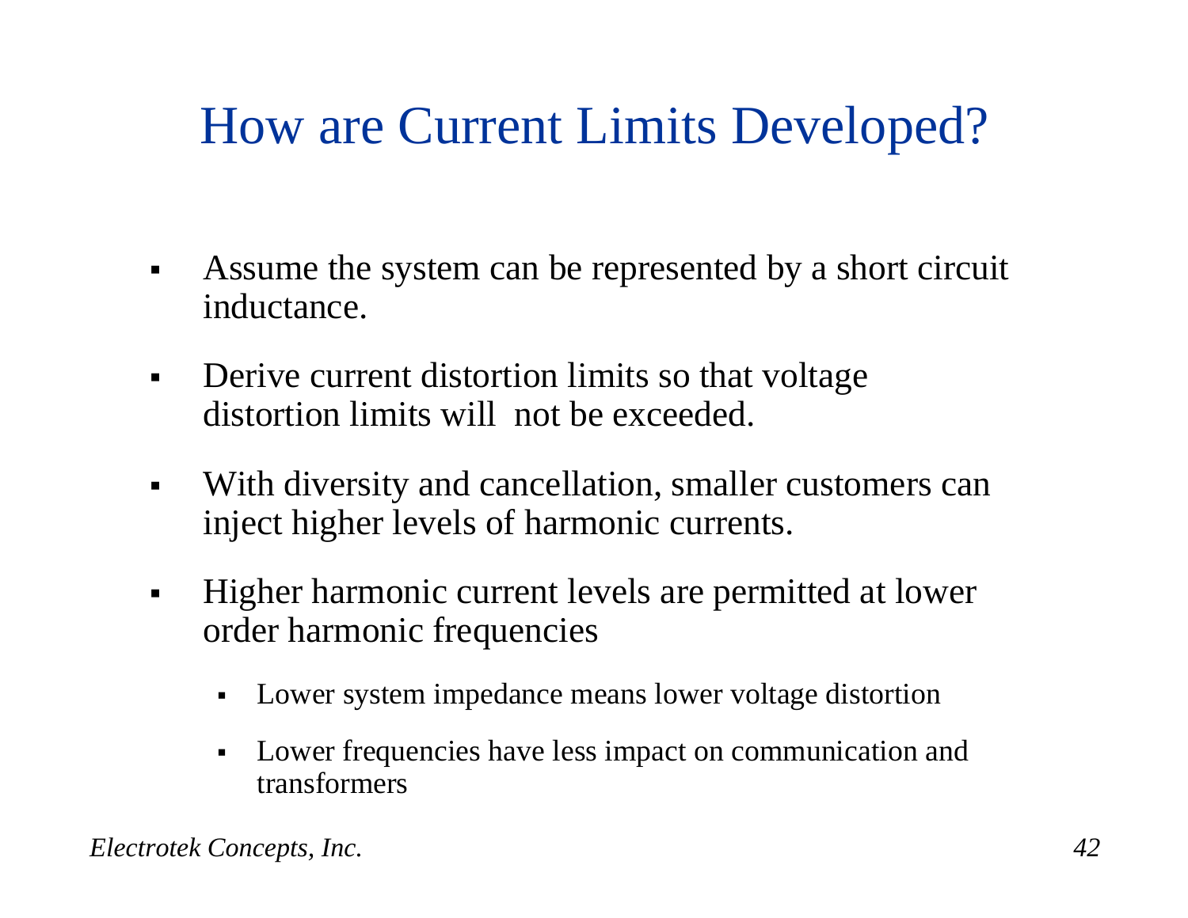# How are Current Limits Developed?

- Assume the system can be represented by a short circuit inductance.
- Derive current distortion limits so that voltage distortion limits will not be exceeded.
- With diversity and cancellation, smaller customers can inject higher levels of harmonic currents.
- Higher harmonic current levels are permitted at lower order harmonic frequencies
  - Lower system impedance means lower voltage distortion
  - Lower frequencies have less impact on communication and transformers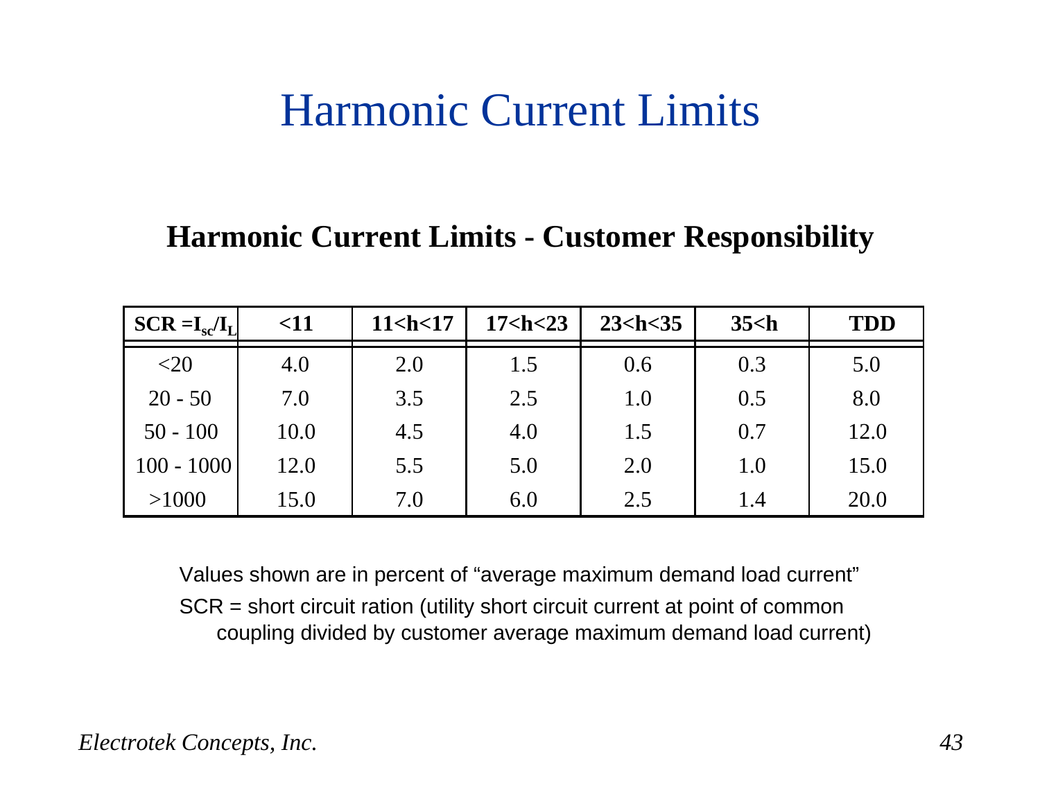# Harmonic Current Limits

## Harmonic Current Limits - Customer Responsibility

| SCR = $I_{sc}/I_L$ | <11 | 11<h<17 | 17<h<23 | 23<h<35 | 35<h | TDD |
|---|---|---|---|---|---|---|
| <20 | 4.0 | 2.0 | 1.5 | 0.6 | 0.3 | 5.0 |
| 20 - 50 | 7.0 | 3.5 | 2.5 | 1.0 | 0.5 | 8.0 |
| 50 - 100 | 10.0 | 4.5 | 4.0 | 1.5 | 0.7 | 12.0 |
| 100 - 1000 | 12.0 | 5.5 | 5.0 | 2.0 | 1.0 | 15.0 |
| >1000 | 15.0 | 7.0 | 6.0 | 2.5 | 1.4 | 20.0 |

Values shown are in percent of “average maximum demand load current”

SCR = short circuit ration (utility short circuit current at point of common coupling divided by customer average maximum demand load current)

*Electrotek Concepts, Inc.*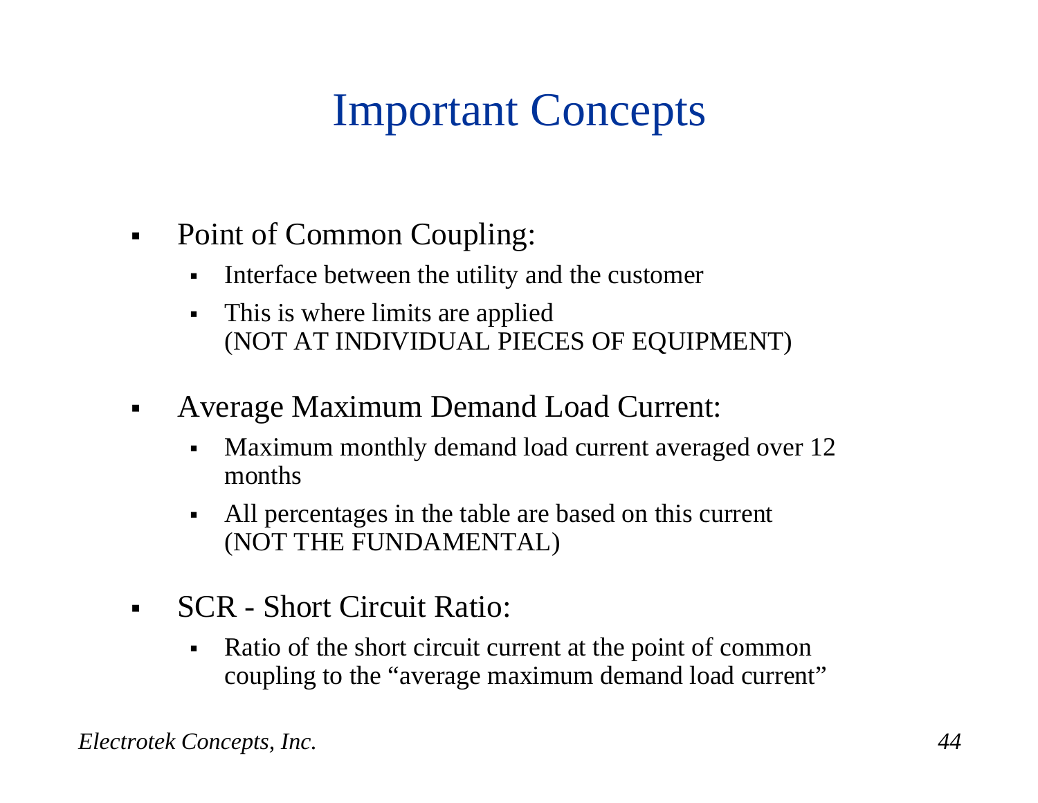# Important Concepts

- Point of Common Coupling:
  - Interface between the utility and the customer
  - This is where limits are applied
    (NOT AT INDIVIDUAL PIECES OF EQUIPMENT)
- Average Maximum Demand Load Current:
  - Maximum monthly demand load current averaged over 12 months
  - All percentages in the table are based on this current
    (NOT THE FUNDAMENTAL)
- SCR - Short Circuit Ratio:
  - Ratio of the short circuit current at the point of common coupling to the “average maximum demand load current”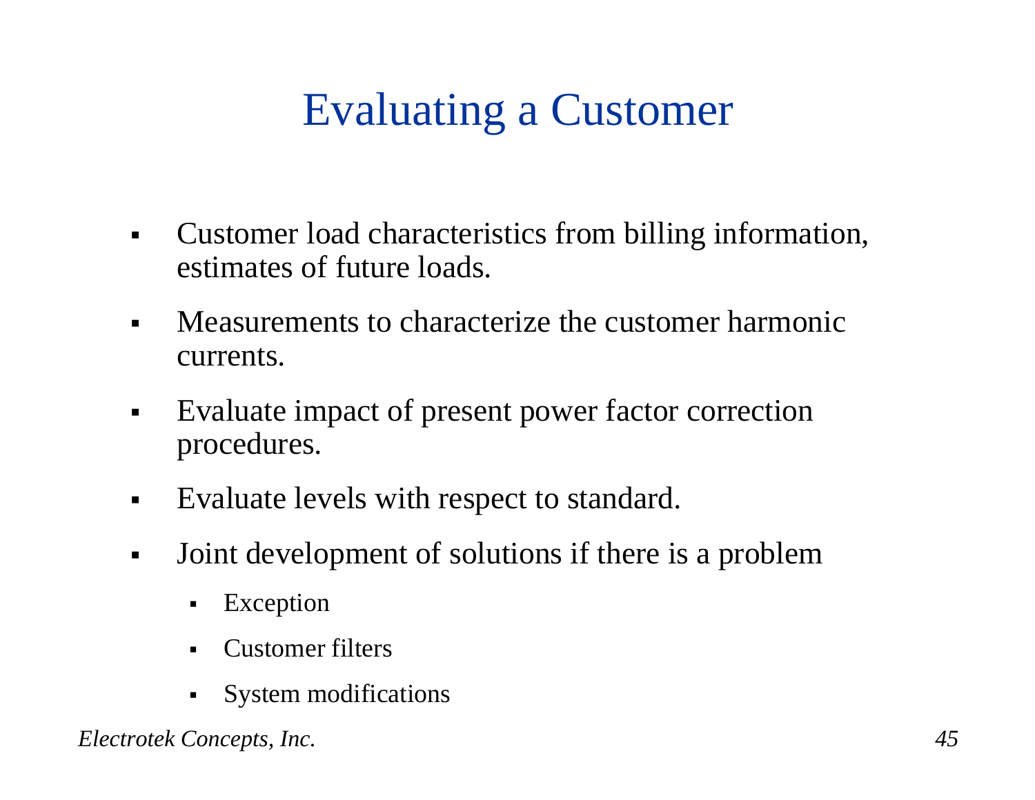# Evaluating a Customer

- Customer load characteristics from billing information, estimates of future loads.
- Measurements to characterize the customer harmonic currents.
- Evaluate impact of present power factor correction procedures.
- Evaluate levels with respect to standard.
- Joint development of solutions if there is a problem
  - Exception
  - Customer filters
  - System modifications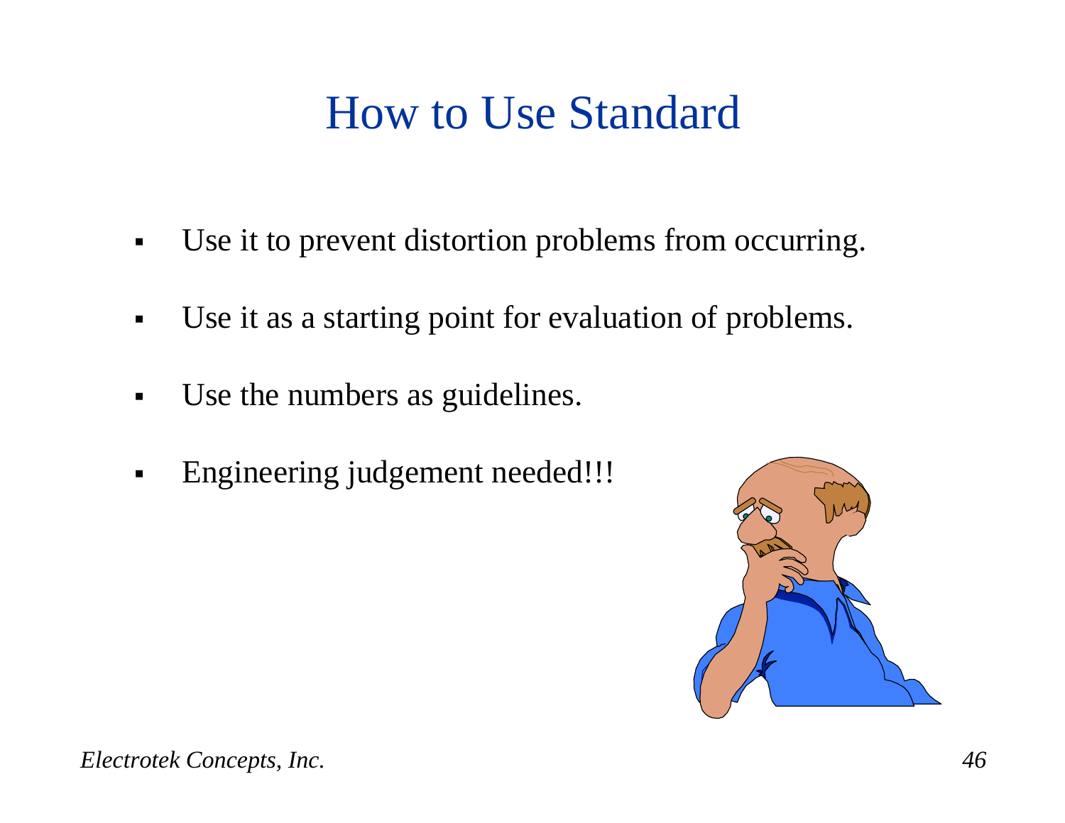# How to Use Standard

- Use it to prevent distortion problems from occurring.
- Use it as a starting point for evaluation of problems.
- Use the numbers as guidelines.
- Engineering judgement needed!!!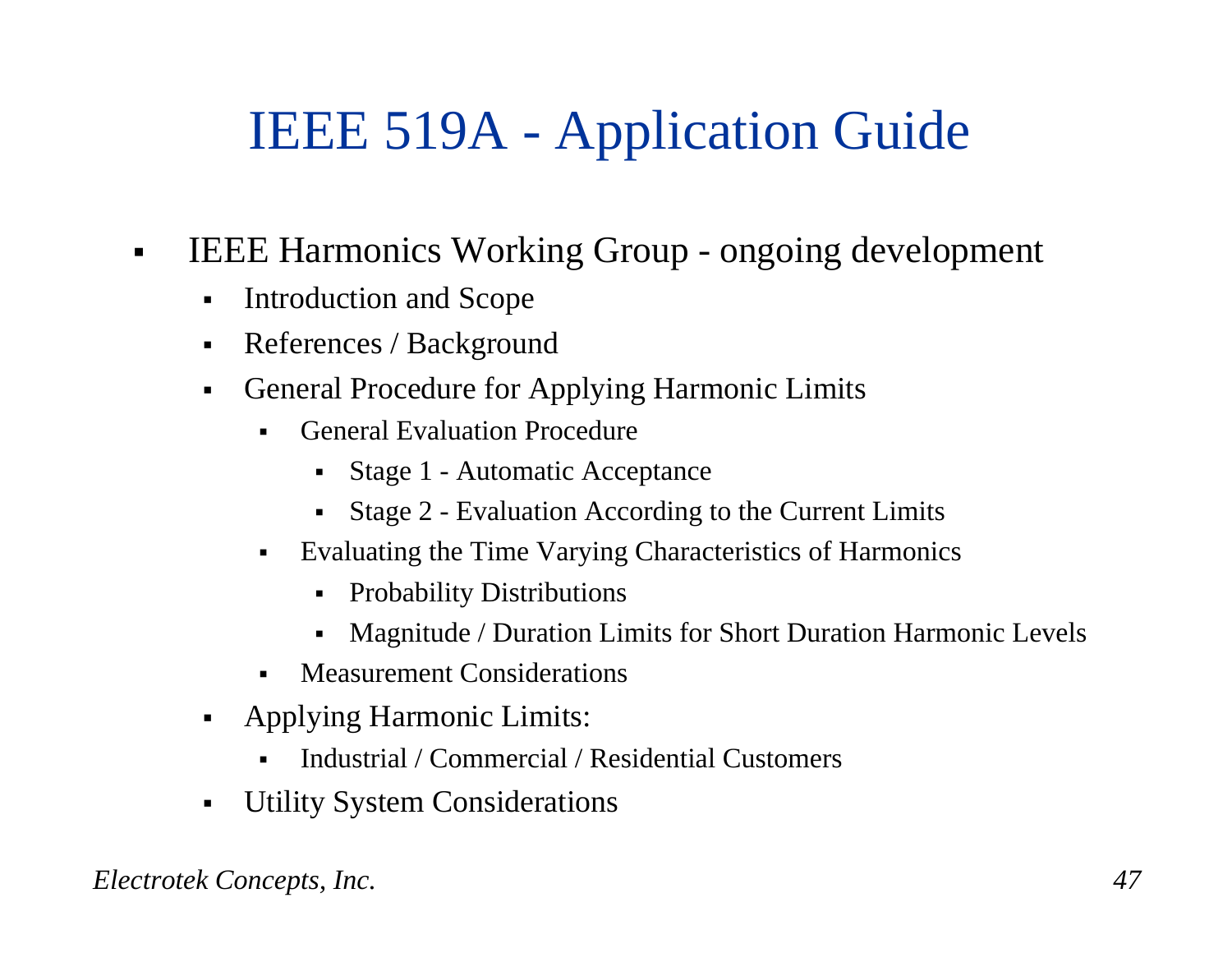# IEEE 519A - Application Guide

- IEEE Harmonics Working Group - ongoing development
  - Introduction and Scope
  - References / Background
  - General Procedure for Applying Harmonic Limits
    - General Evaluation Procedure
      - Stage 1 - Automatic Acceptance
      - Stage 2 - Evaluation According to the Current Limits
    - Evaluating the Time Varying Characteristics of Harmonics
      - Probability Distributions
      - Magnitude / Duration Limits for Short Duration Harmonic Levels
    - Measurement Considerations
  - Applying Harmonic Limits:
    - Industrial / Commercial / Residential Customers
  - Utility System Considerations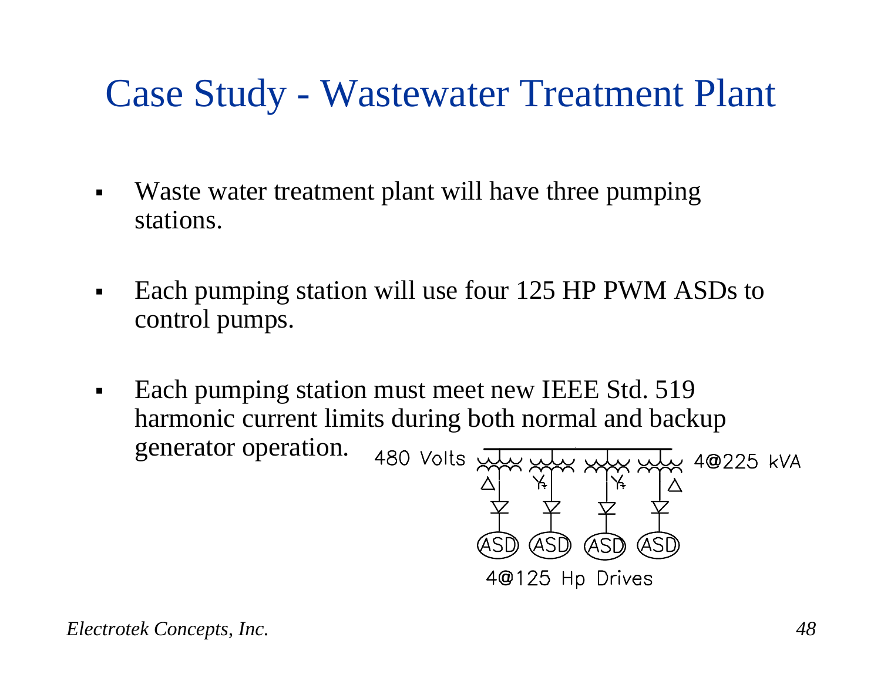# Case Study - Wastewater Treatment Plant

- Waste water treatment plant will have three pumping stations.
- Each pumping station will use four 125 HP PWM ASDs to control pumps.
- Each pumping station must meet new IEEE Std. 519 harmonic current limits during both normal and backup generator operation.

480 Volts

4@225 kVA

ASD ASD ASD ASD

4@125 Hp Drives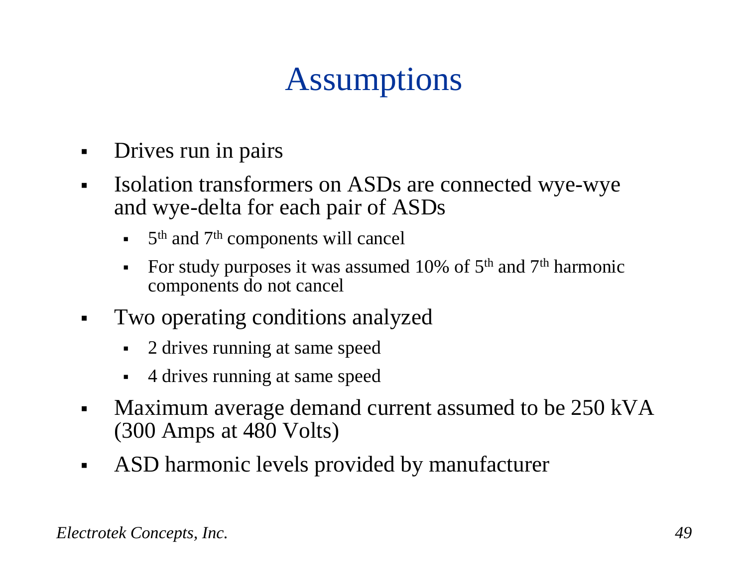# Assumptions

- Drives run in pairs
- Isolation transformers on ASDs are connected wye-wye and wye-delta for each pair of ASDs
  - $5^{th}$ and $7^{th}$ components will cancel
  - For study purposes it was assumed 10% of $5^{th}$ and $7^{th}$ harmonic components do not cancel
- Two operating conditions analyzed
  - 2 drives running at same speed
  - 4 drives running at same speed
- Maximum average demand current assumed to be 250 kVA (300 Amps at 480 Volts)
- ASD harmonic levels provided by manufacturer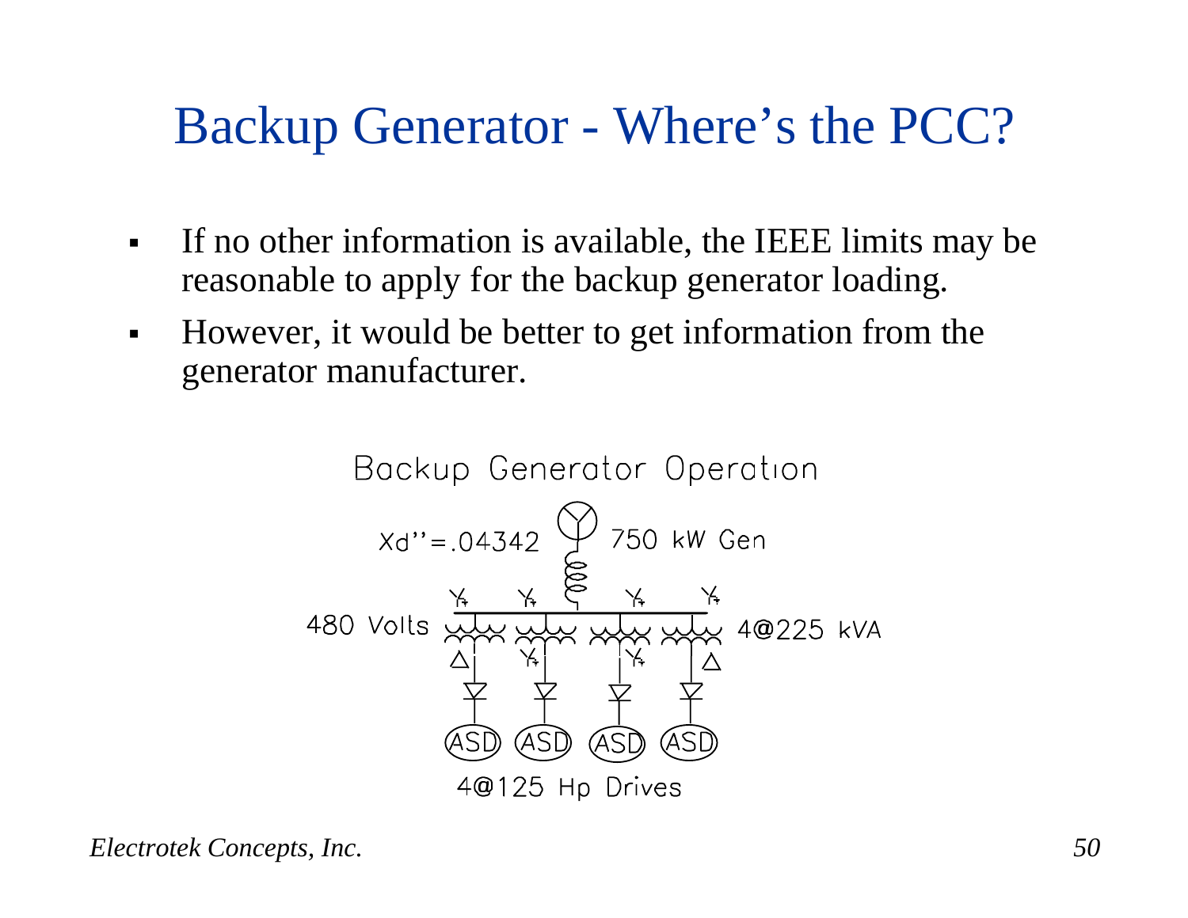# Backup Generator - Where's the PCC?

- If no other information is available, the IEEE limits may be reasonable to apply for the backup generator loading.
- However, it would be better to get information from the generator manufacturer.

Backup Generator Operation

Xd''=.04342 750 kW Gen

480 Volts 4@225 kVA

ASD ASD ASD ASD

4@125 Hp Drives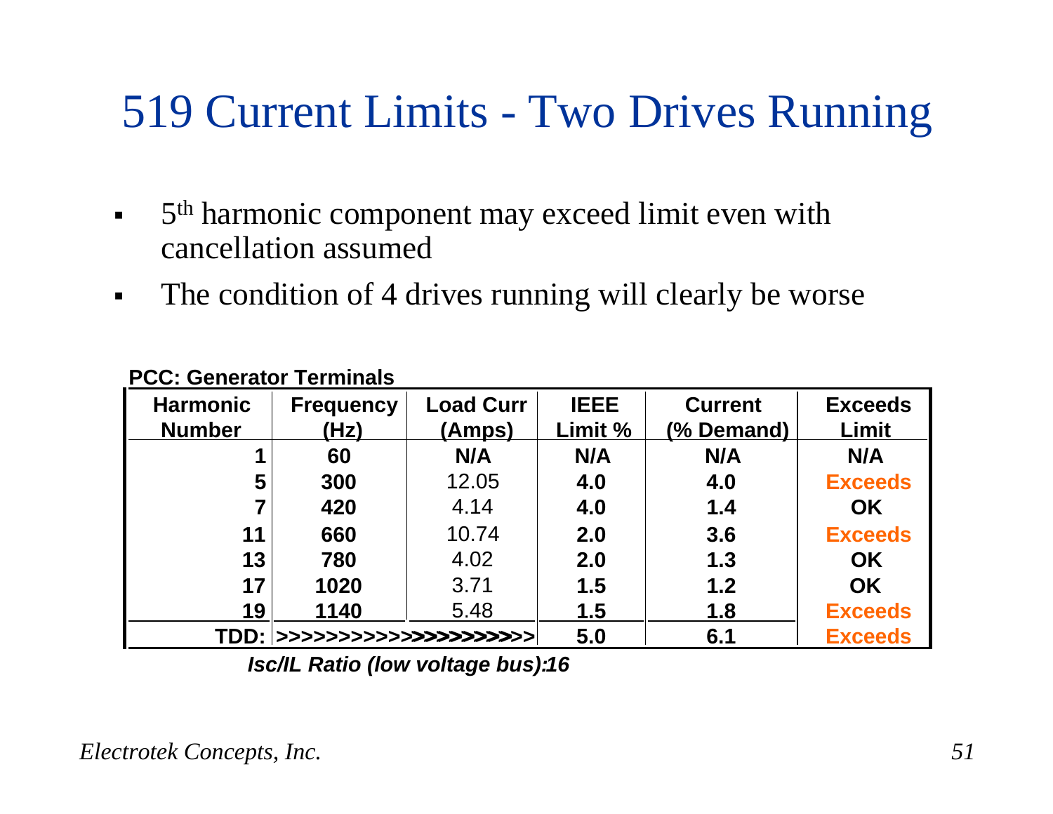# 519 Current Limits - Two Drives Running

- 5th harmonic component may exceed limit even with cancellation assumed
- The condition of 4 drives running will clearly be worse

**PCC: Generator Terminals**

| Harmonic Number | Frequency (Hz) | Load Curr (Amps) | IEEE Limit % | Current (% Demand) | Exceeds Limit |
|---|---|---|---|---|---|
| 1 | 60 | N/A | N/A | N/A | N/A |
| 5 | 300 | 12.05 | 4.0 | 4.0 | Exceeds |
| 7 | 420 | 4.14 | 4.0 | 1.4 | OK |
| 11 | 660 | 10.74 | 2.0 | 3.6 | Exceeds |
| 13 | 780 | 4.02 | 2.0 | 1.3 | OK |
| 17 | 1020 | 3.71 | 1.5 | 1.2 | OK |
| 19 | 1140 | 5.48 | 1.5 | 1.8 | Exceeds |
| TDD: | >>>>>>>>>>>>>>>>>>>>>> | | 5.0 | 6.1 | Exceeds |

***Isc/IL Ratio (low voltage bus):16***

*Electrotek Concepts, Inc.*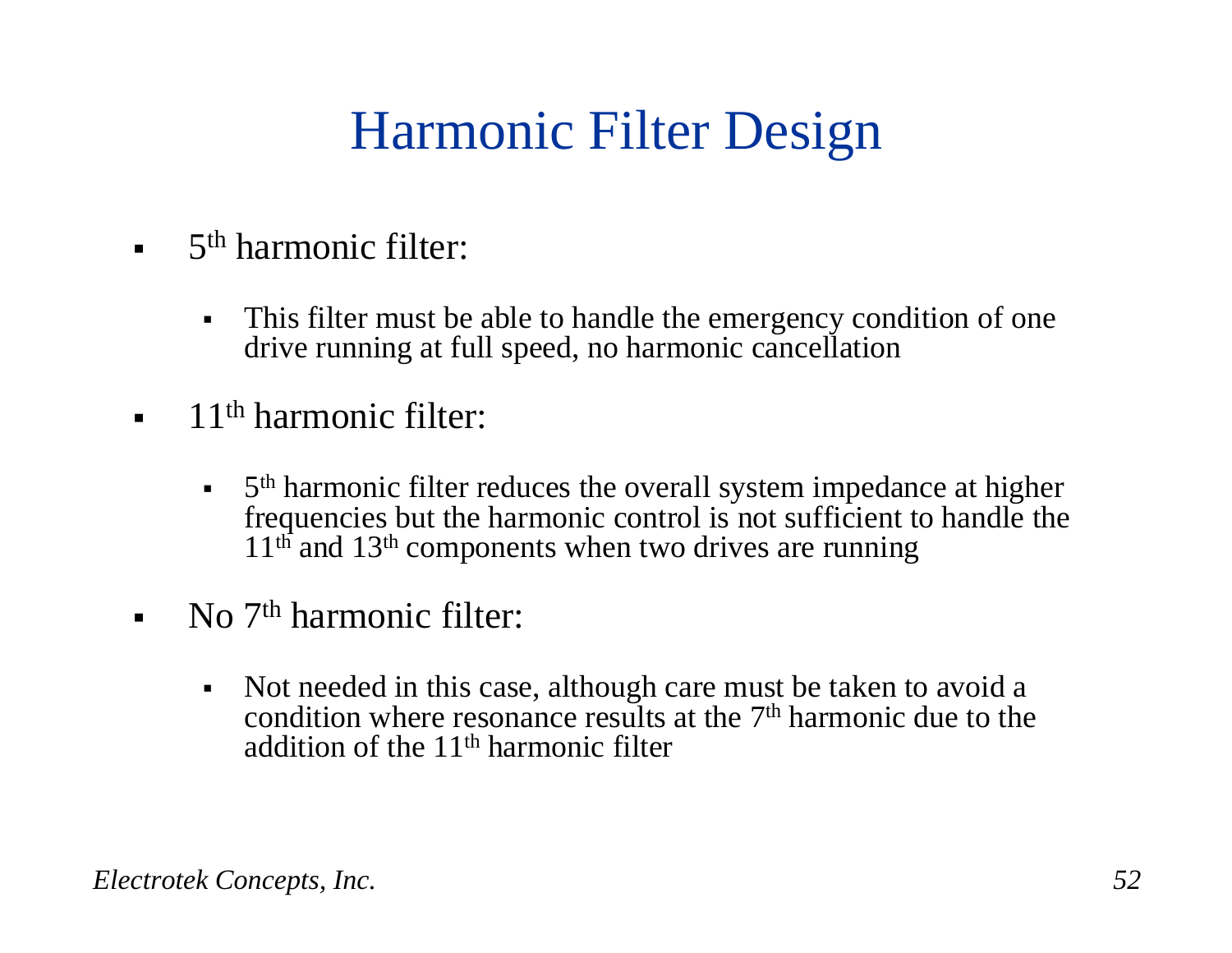# Harmonic Filter Design

- 5th harmonic filter:
  - This filter must be able to handle the emergency condition of one drive running at full speed, no harmonic cancellation
- 11th harmonic filter:
  - 5th harmonic filter reduces the overall system impedance at higher frequencies but the harmonic control is not sufficient to handle the 11th and 13th components when two drives are running
- No 7th harmonic filter:
  - Not needed in this case, although care must be taken to avoid a condition where resonance results at the 7th harmonic due to the addition of the 11th harmonic filter

*Electrotek Concepts, Inc.*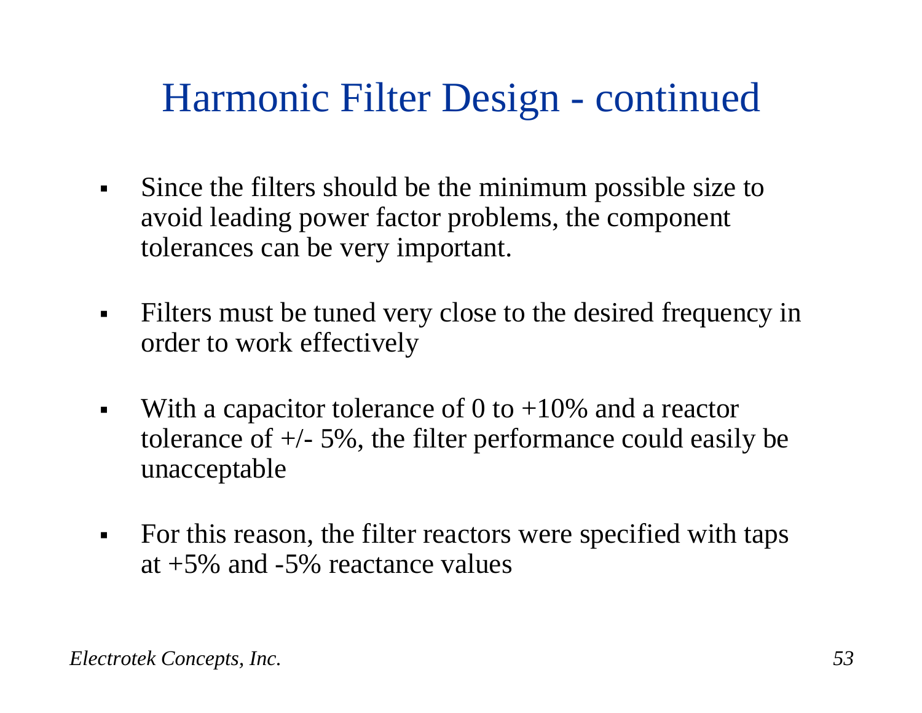# Harmonic Filter Design - continued

- Since the filters should be the minimum possible size to avoid leading power factor problems, the component tolerances can be very important.
- Filters must be tuned very close to the desired frequency in order to work effectively
- With a capacitor tolerance of 0 to +10% and a reactor tolerance of +/- 5%, the filter performance could easily be unacceptable
- For this reason, the filter reactors were specified with taps at +5% and -5% reactance values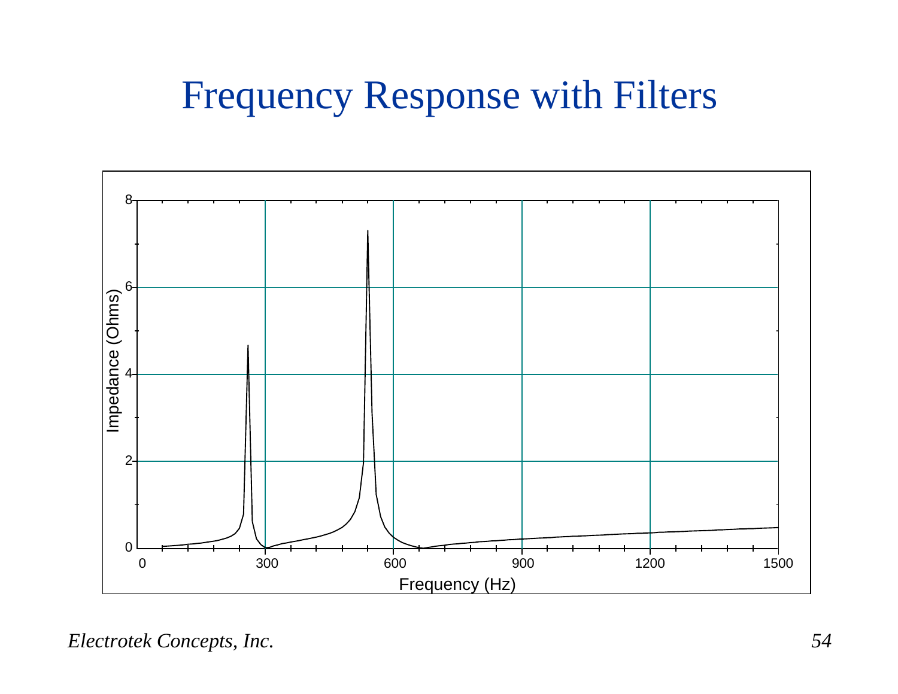# Frequency Response with Filters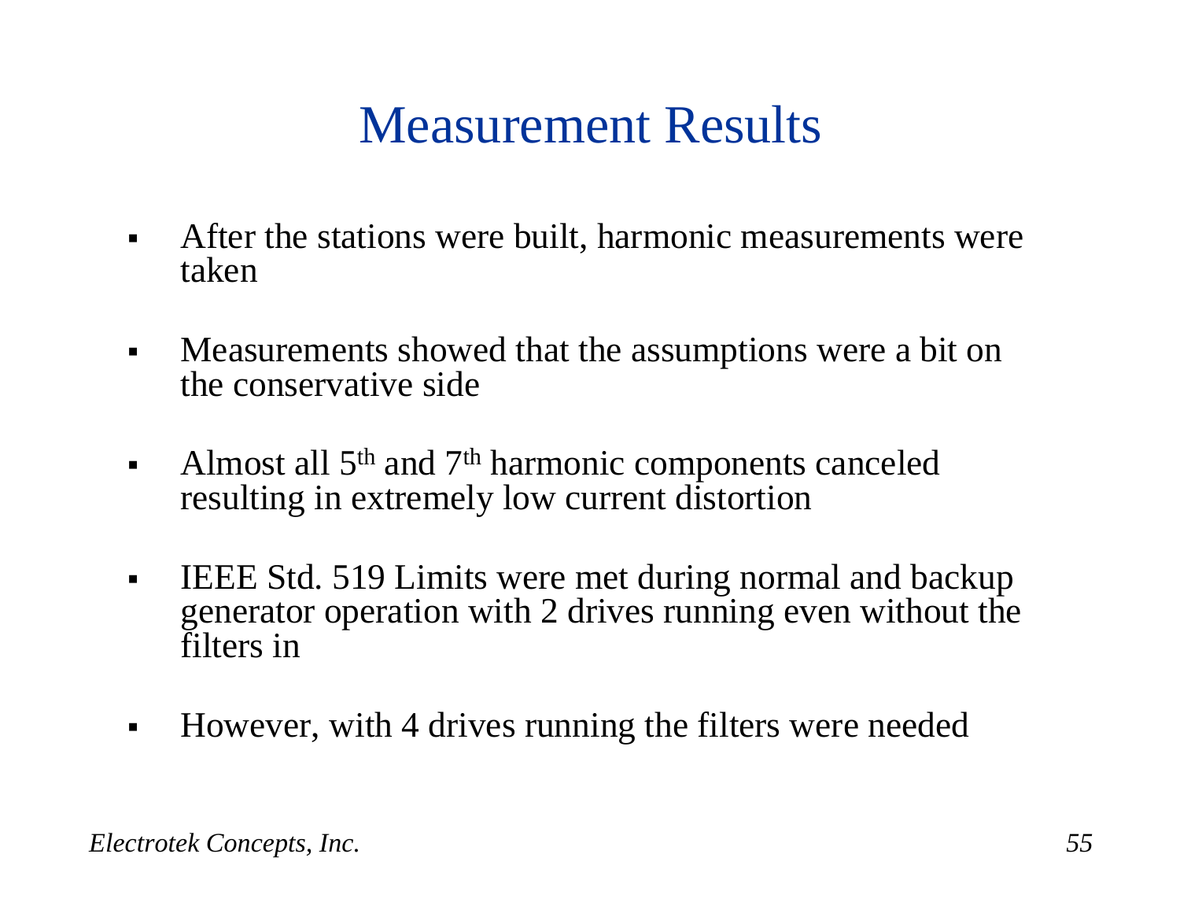# Measurement Results

- After the stations were built, harmonic measurements were taken
- Measurements showed that the assumptions were a bit on the conservative side
- Almost all 5th and 7th harmonic components canceled resulting in extremely low current distortion
- IEEE Std. 519 Limits were met during normal and backup generator operation with 2 drives running even without the filters in
- However, with 4 drives running the filters were needed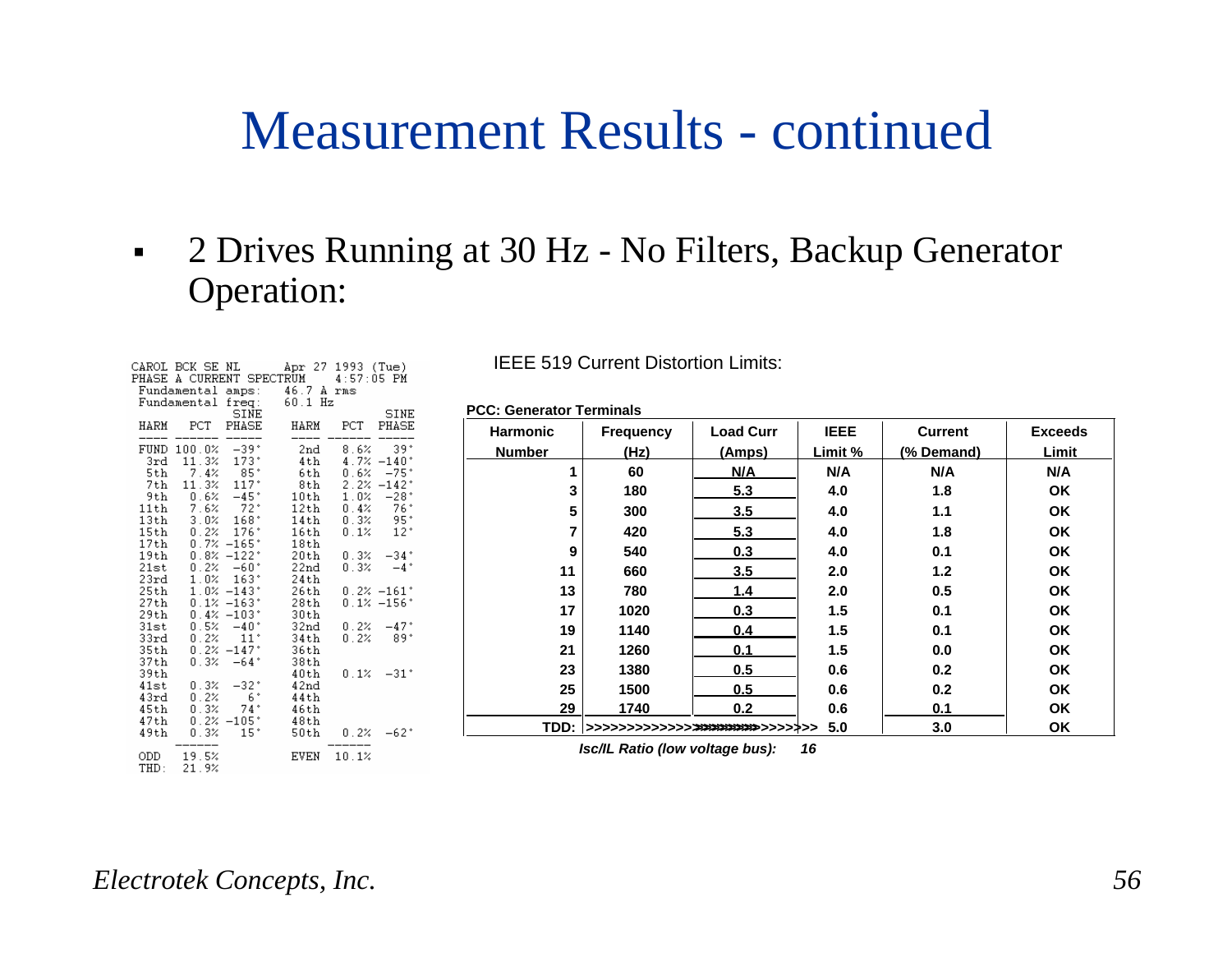# Measurement Results - continued

- 2 Drives Running at 30 Hz - No Filters, Backup Generator Operation:

```
CAROL BCK SE NL       Apr 27 1993 (Tue)
PHASE A CURRENT SPECTRUM    4:57:05 PM
 Fundamental amps:    46.7 A rms
 Fundamental freq:    60.1 Hz
                SINE                  SINE
 HARM    PCT   PHASE   HARM    PCT   PHASE
 ----  ------  -----   ----  ------  -----
 FUND  100.0%   -39°    2nd    8.6%    39°
  3rd   11.3%   173°    4th    4.7%  -140°
  5th    7.4%    85°    6th    0.6%   -75°
  7th   11.3%   117°    8th    2.2%  -142°
  9th    0.6%   -45°   10th    1.0%   -28°
 11th    7.6%    72°   12th    0.4%    76°
 13th    3.0%   168°   14th    0.3%    95°
 15th    0.2%   176°   16th    0.1%    12°
 17th    0.7%  -165°   18th
 19th    0.8%  -122°   20th    0.3%   -34°
 21st    0.2%   -60°   22nd    0.3%    -4°
 23rd    1.0%   163°   24th
 25th    1.0%  -143°   26th    0.2%  -161°
 27th    0.1%  -163°   28th    0.1%  -156°
 29th    0.4%  -103°   30th
 31st    0.5%   -40°   32nd    0.2%   -47°
 33rd    0.2%    11°   34th    0.2%    89°
 35th    0.2%  -147°   36th
 37th    0.3%   -64°   38th
 39th                  40th    0.1%   -31°
 41st    0.3%   -32°   42nd
 43rd    0.2%     6°   44th
 45th    0.3%    74°   46th
 47th    0.2%  -105°   48th
 49th    0.3%    15°   50th    0.2%   -62°
       ------                ------
 ODD    19.5%          EVEN   10.1%
 THD:   21.9%
```

IEEE 519 Current Distortion Limits:

**PCC: Generator Terminals**

| Harmonic Number | Frequency (Hz) | Load Curr (Amps) | IEEE Limit % | Current (% Demand) | Exceeds Limit |
|---|---|---|---|---|---|
| 1 | 60 | N/A | N/A | N/A | N/A |
| 3 | 180 | 5.3 | 4.0 | 1.8 | OK |
| 5 | 300 | 3.5 | 4.0 | 1.1 | OK |
| 7 | 420 | 5.3 | 4.0 | 1.8 | OK |
| 9 | 540 | 0.3 | 4.0 | 0.1 | OK |
| 11 | 660 | 3.5 | 2.0 | 1.2 | OK |
| 13 | 780 | 1.4 | 2.0 | 0.5 | OK |
| 17 | 1020 | 0.3 | 1.5 | 0.1 | OK |
| 19 | 1140 | 0.4 | 1.5 | 0.1 | OK |
| 21 | 1260 | 0.1 | 1.5 | 0.0 | OK |
| 23 | 1380 | 0.5 | 0.6 | 0.2 | OK |
| 25 | 1500 | 0.5 | 0.6 | 0.2 | OK |
| 29 | 1740 | 0.2 | 0.6 | 0.1 | OK |
| TDD: | >>>>>>>>>>>>>>>>>>>>>>>>>>> | | 5.0 | 3.0 | OK |

***Isc/IL Ratio (low voltage bus): 16***

*Electrotek Concepts, Inc.*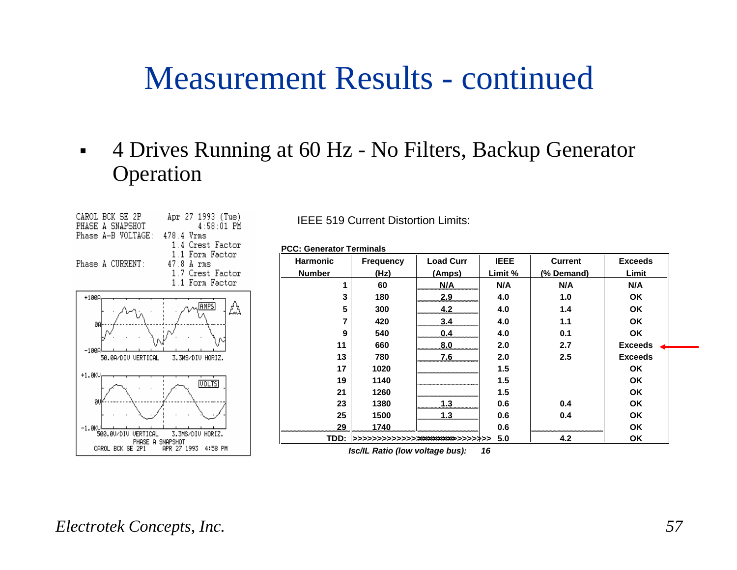# Measurement Results - continued

- 4 Drives Running at 60 Hz - No Filters, Backup Generator Operation

CAROL BCK SE 2P  Apr 27 1993 (Tue) 4:58:01 PM
PHASE A SNAPSHOT
Phase A-B VOLTAGE: 478.4 Vrms
1.4 Crest Factor
1.1 Form Factor
Phase A CURRENT: 47.8 A rms
1.7 Crest Factor
1.1 Form Factor

IEEE 519 Current Distortion Limits:

**PCC: Generator Terminals**

| Harmonic Number | Frequency (Hz) | Load Curr (Amps) | IEEE Limit % | Current (% Demand) | Exceeds Limit |
|---|---|---|---|---|---|
| 1 | 60 | N/A | N/A | N/A | N/A |
| 3 | 180 | 2.9 | 4.0 | 1.0 | OK |
| 5 | 300 | 4.2 | 4.0 | 1.4 | OK |
| 7 | 420 | 3.4 | 4.0 | 1.1 | OK |
| 9 | 540 | 0.4 | 4.0 | 0.1 | OK |
| 11 | 660 | 8.0 | 2.0 | 2.7 | Exceeds |
| 13 | 780 | 7.6 | 2.0 | 2.5 | Exceeds |
| 17 | 1020 | | 1.5 | | OK |
| 19 | 1140 | | 1.5 | | OK |
| 21 | 1260 | | 1.5 | | OK |
| 23 | 1380 | 1.3 | 0.6 | 0.4 | OK |
| 25 | 1500 | 1.3 | 0.6 | 0.4 | OK |
| 29 | 1740 | | 0.6 | | OK |
| TDD: | >>>>>>>>>>>>>>>>>>>> | | 5.0 | 4.2 | OK |

*Isc/IL Ratio (low voltage bus):* *16*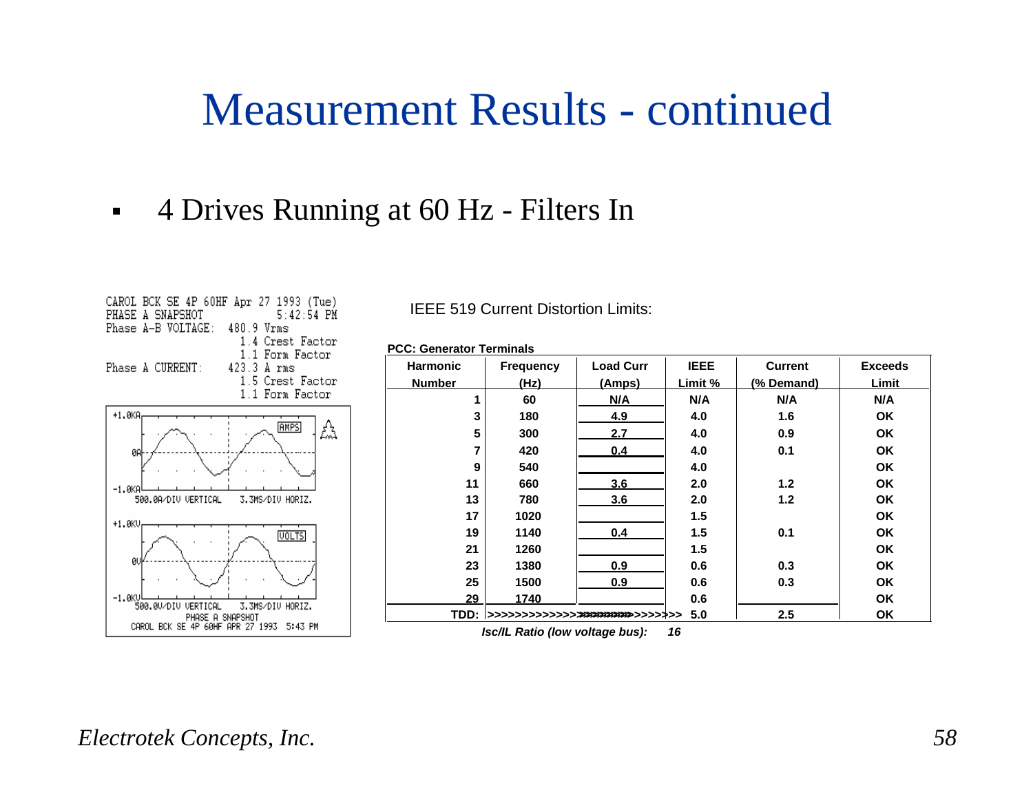# Measurement Results - continued

- 4 Drives Running at 60 Hz - Filters In

CAROL BCK SE 4P 60HF Apr 27 1993 (Tue)
PHASE A SNAPSHOT 5:42:54 PM
Phase A-B VOLTAGE: 480.9 Vrms
1.4 Crest Factor
1.1 Form Factor
Phase A CURRENT: 423.3 A rms
1.5 Crest Factor
1.1 Form Factor

+1.0KA
AMPS
0A
-1.0KA
500.0A/DIV VERTICAL 3.3MS/DIV HORIZ.

+1.0KV
VOLTS
0V
-1.0KV
500.0V/DIV VERTICAL 3.3MS/DIV HORIZ.
PHASE A SNAPSHOT
CAROL BCK SE 4P 60HF APR 27 1993 5:43 PM

IEEE 519 Current Distortion Limits:

**PCC: Generator Terminals**

| Harmonic Number | Frequency (Hz) | Load Curr (Amps) | IEEE Limit % | Current (% Demand) | Exceeds Limit |
|---|---|---|---|---|---|
| 1 | 60 | N/A | N/A | N/A | N/A |
| 3 | 180 | 4.9 | 4.0 | 1.6 | OK |
| 5 | 300 | 2.7 | 4.0 | 0.9 | OK |
| 7 | 420 | 0.4 | 4.0 | 0.1 | OK |
| 9 | 540 | | 4.0 | | OK |
| 11 | 660 | 3.6 | 2.0 | 1.2 | OK |
| 13 | 780 | 3.6 | 2.0 | 1.2 | OK |
| 17 | 1020 | | 1.5 | | OK |
| 19 | 1140 | 0.4 | 1.5 | 0.1 | OK |
| 21 | 1260 | | 1.5 | | OK |
| 23 | 1380 | 0.9 | 0.6 | 0.3 | OK |
| 25 | 1500 | 0.9 | 0.6 | 0.3 | OK |
| 29 | 1740 | | 0.6 | | OK |
| TDD: | >>>>>>>>>>>>>>>>>>>>>>>>>>>>>>>>> | | 5.0 | 2.5 | OK |

*Isc/IL Ratio (low voltage bus):* *16*

*Electrotek Concepts, Inc.*